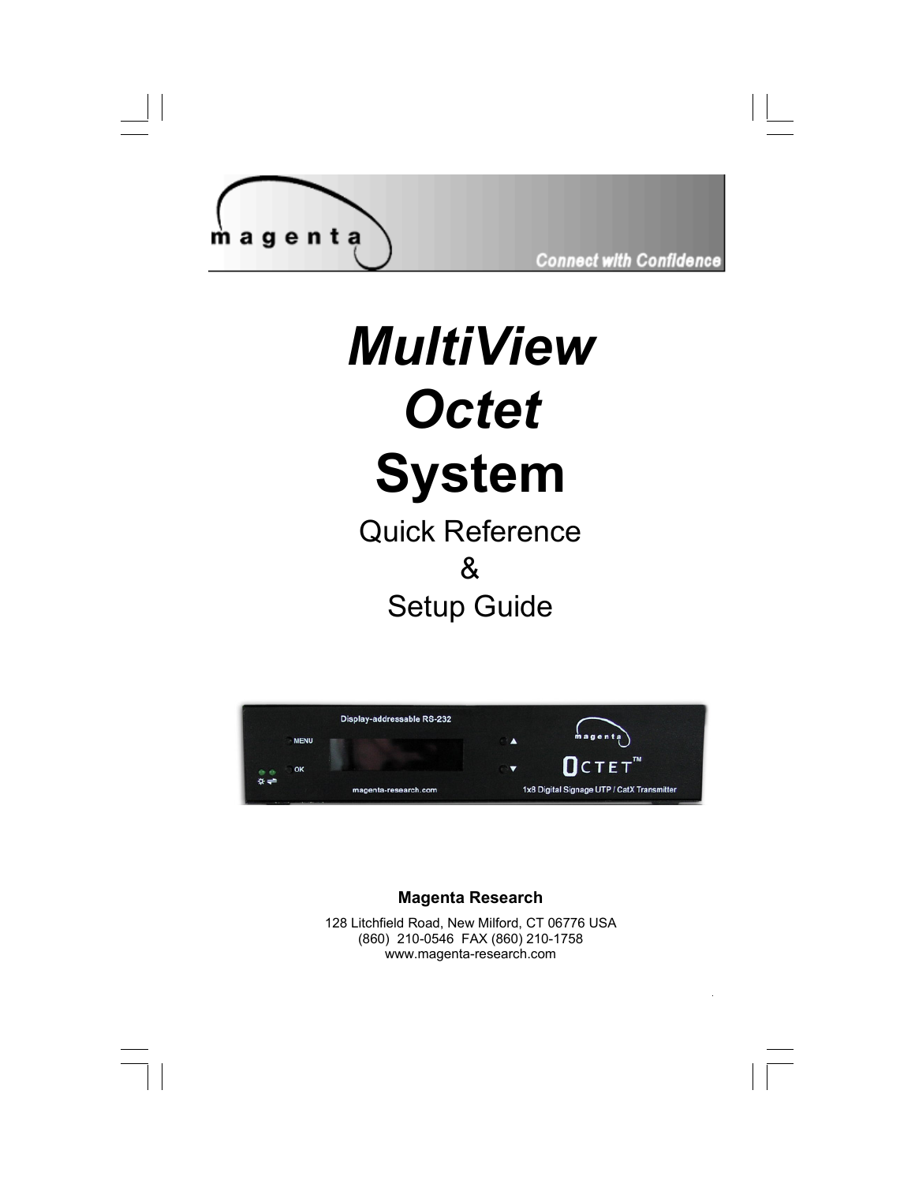# MultiView Octet System

Quick Reference

&

Setup Guide

**Magenta Research**

128 Litchfield Road, New Milford, CT 06776 USA
(860) 210-0546 FAX (860) 210-1758
www.magenta-research.com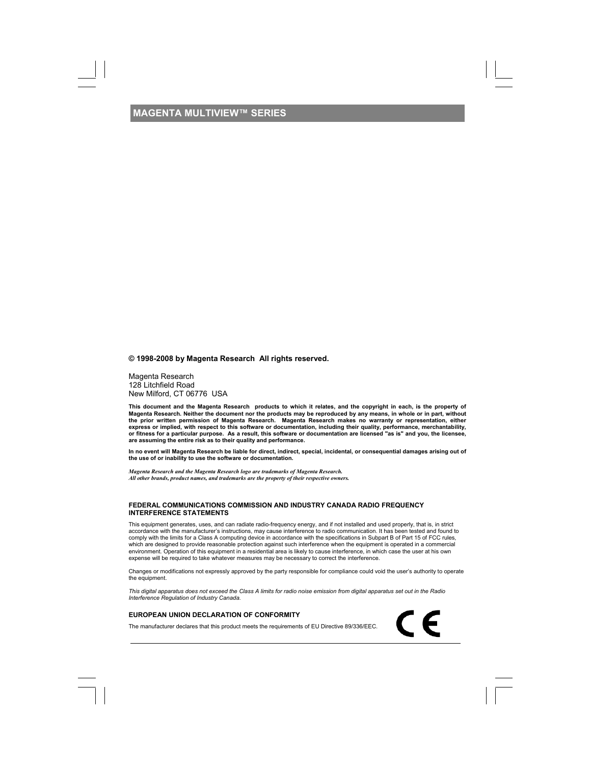**MAGENTA MULTIVIEW™ SERIES**

**© 1998-2008 by Magenta Research All rights reserved.**

Magenta Research
128 Litchfield Road
New Milford, CT 06776 USA

**This document and the Magenta Research products to which it relates, and the copyright in each, is the property of Magenta Research. Neither the document nor the products may be reproduced by any means, in whole or in part, without the prior written permission of Magenta Research. Magenta Research makes no warranty or representation, either express or implied, with respect to this software or documentation, including their quality, performance, merchantability, or fitness for a particular purpose. As a result, this software or documentation are licensed "as is" and you, the licensee, are assuming the entire risk as to their quality and performance.**

**In no event will Magenta Research be liable for direct, indirect, special, incidental, or consequential damages arising out of the use of or inability to use the software or documentation.**

***Magenta Research and the Magenta Research logo are trademarks of Magenta Research.***
***All other brands, product names, and trademarks are the property of their respective owners.***

### FEDERAL COMMUNICATIONS COMMISSION AND INDUSTRY CANADA RADIO FREQUENCY INTERFERENCE STATEMENTS

This equipment generates, uses, and can radiate radio-frequency energy, and if not installed and used properly, that is, in strict accordance with the manufacturer's instructions, may cause interference to radio communication. It has been tested and found to comply with the limits for a Class A computing device in accordance with the specifications in Subpart B of Part 15 of FCC rules, which are designed to provide reasonable protection against such interference when the equipment is operated in a commercial environment. Operation of this equipment in a residential area is likely to cause interference, in which case the user at his own expense will be required to take whatever measures may be necessary to correct the interference.

Changes or modifications not expressly approved by the party responsible for compliance could void the user's authority to operate the equipment.

*This digital apparatus does not exceed the Class A limits for radio noise emission from digital apparatus set out in the Radio Interference Regulation of Industry Canada.*

### EUROPEAN UNION DECLARATION OF CONFORMITY

The manufacturer declares that this product meets the requirements of EU Directive 89/336/EEC.

CE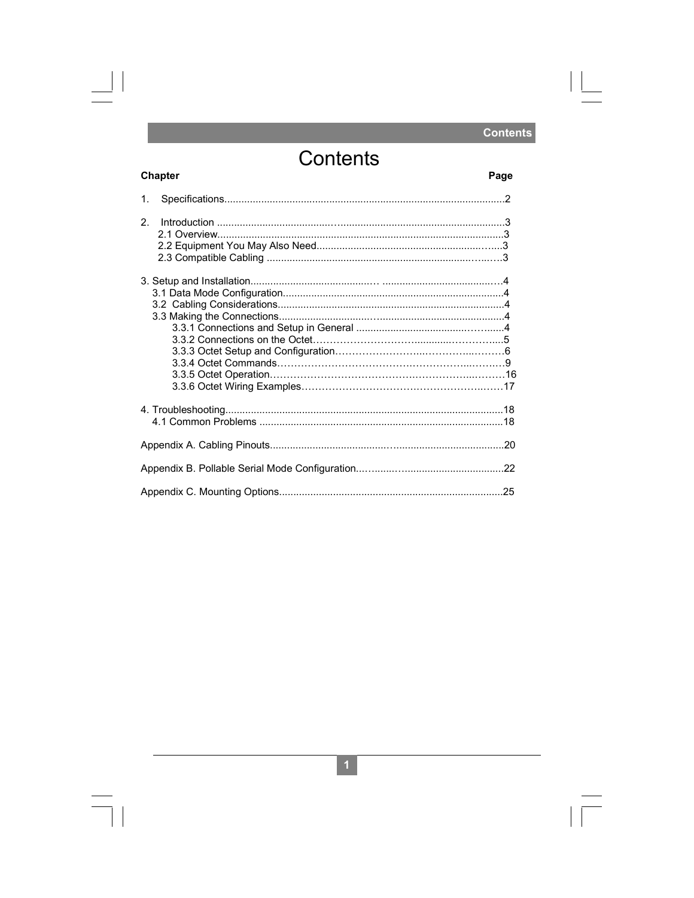# Contents

| Chapter | Page |
| --- | --- |
| 1. Specifications | 2 |
| 2. Introduction | 3 |
| 2.1 Overview | 3 |
| 2.2 Equipment You May Also Need | 3 |
| 2.3 Compatible Cabling | 3 |
| 3. Setup and Installation | 4 |
| 3.1 Data Mode Configuration | 4 |
| 3.2 Cabling Considerations | 4 |
| 3.3 Making the Connections | 4 |
| 3.3.1 Connections and Setup in General | 4 |
| 3.3.2 Connections on the Octet | 5 |
| 3.3.3 Octet Setup and Configuration | 6 |
| 3.3.4 Octet Commands | 9 |
| 3.3.5 Octet Operation | 16 |
| 3.3.6 Octet Wiring Examples | 17 |
| 4. Troubleshooting | 18 |
| 4.1 Common Problems | 18 |
| Appendix A. Cabling Pinouts | 20 |
| Appendix B. Pollable Serial Mode Configuration | 22 |
| Appendix C. Mounting Options | 25 |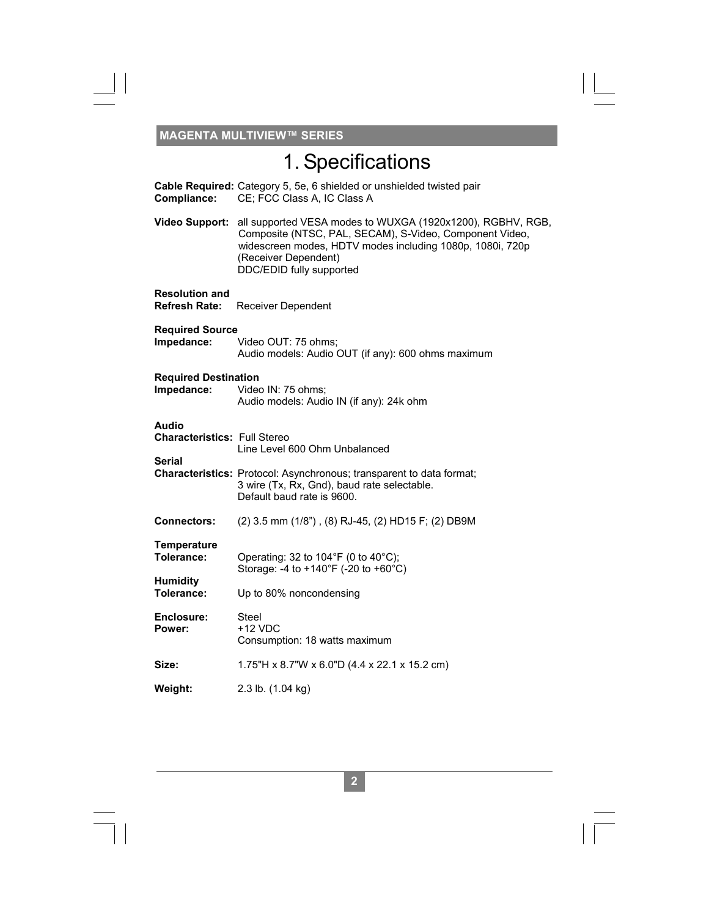# 1. Specifications

**Cable Required:** Category 5, 5e, 6 shielded or unshielded twisted pair
**Compliance:** CE; FCC Class A, IC Class A

**Video Support:** all supported VESA modes to WUXGA (1920x1200), RGBHV, RGB, Composite (NTSC, PAL, SECAM), S-Video, Component Video, widescreen modes, HDTV modes including 1080p, 1080i, 720p (Receiver Dependent)
DDC/EDID fully supported

**Resolution and Refresh Rate:** Receiver Dependent

**Required Source Impedance:** Video OUT: 75 ohms;
Audio models: Audio OUT (if any): 600 ohms maximum

**Required Destination Impedance:** Video IN: 75 ohms;
Audio models: Audio IN (if any): 24k ohm

**Audio Characteristics:** Full Stereo
Line Level 600 Ohm Unbalanced

**Serial Characteristics:** Protocol: Asynchronous; transparent to data format;
3 wire (Tx, Rx, Gnd), baud rate selectable.
Default baud rate is 9600.

**Connectors:** (2) 3.5 mm (1/8") , (8) RJ-45, (2) HD15 F; (2) DB9M

**Temperature Tolerance:** Operating: 32 to 104°F (0 to 40°C);
Storage: -4 to +140°F (-20 to +60°C)

**Humidity Tolerance:** Up to 80% noncondensing

**Enclosure:** Steel
**Power:** +12 VDC
Consumption: 18 watts maximum

**Size:** 1.75"H x 8.7"W x 6.0"D (4.4 x 22.1 x 15.2 cm)

**Weight:** 2.3 lb. (1.04 kg)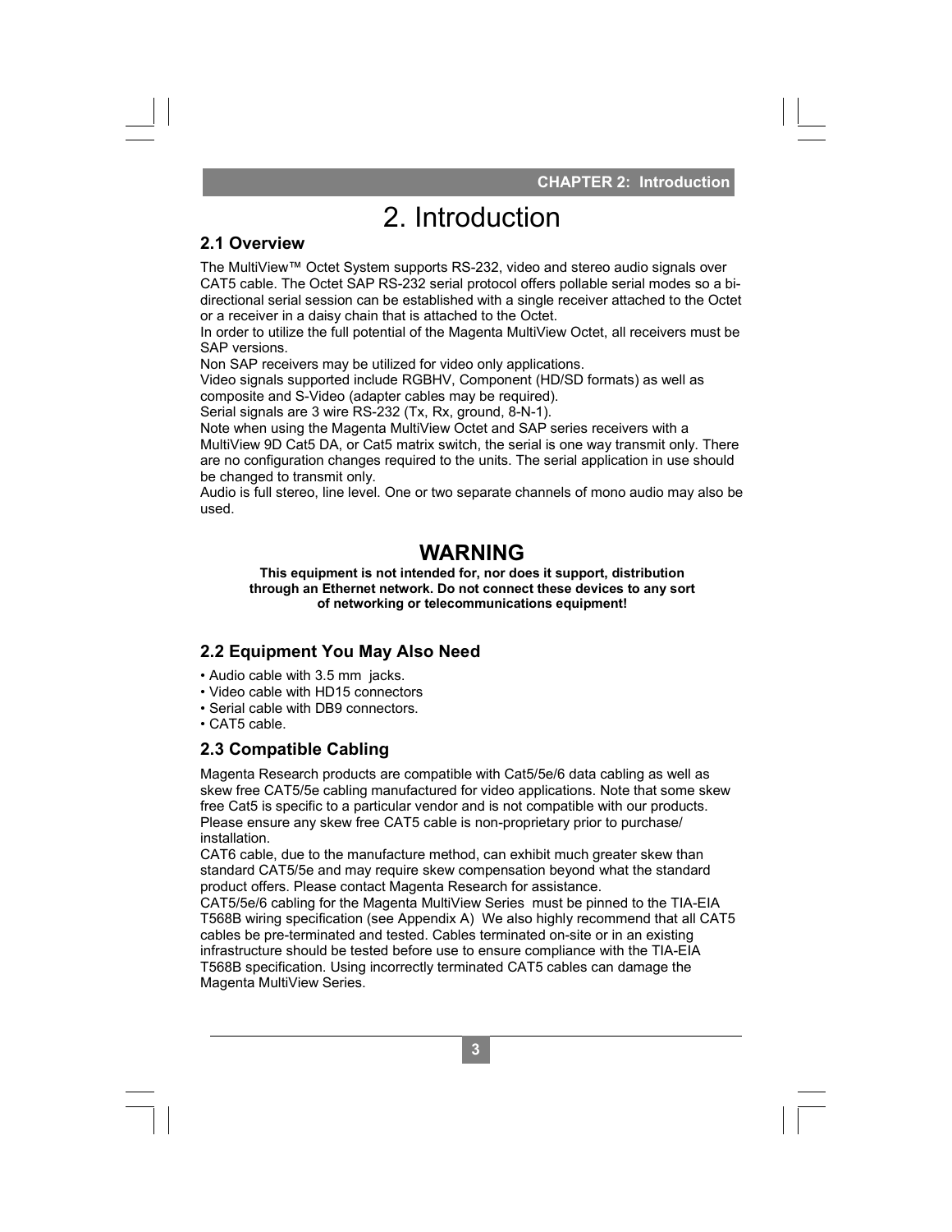# 2. Introduction

## 2.1 Overview

The MultiView™ Octet System supports RS-232, video and stereo audio signals over CAT5 cable. The Octet SAP RS-232 serial protocol offers pollable serial modes so a bi-directional serial session can be established with a single receiver attached to the Octet or a receiver in a daisy chain that is attached to the Octet.

In order to utilize the full potential of the Magenta MultiView Octet, all receivers must be SAP versions.

Non SAP receivers may be utilized for video only applications.

Video signals supported include RGBHV, Component (HD/SD formats) as well as composite and S-Video (adapter cables may be required).

Serial signals are 3 wire RS-232 (Tx, Rx, ground, 8-N-1).

Note when using the Magenta MultiView Octet and SAP series receivers with a MultiView 9D Cat5 DA, or Cat5 matrix switch, the serial is one way transmit only. There are no configuration changes required to the units. The serial application in use should be changed to transmit only.

Audio is full stereo, line level. One or two separate channels of mono audio may also be used.

## WARNING

**This equipment is not intended for, nor does it support, distribution through an Ethernet network. Do not connect these devices to any sort of networking or telecommunications equipment!**

## 2.2 Equipment You May Also Need

- Audio cable with 3.5 mm jacks.
- Video cable with HD15 connectors
- Serial cable with DB9 connectors.
- CAT5 cable.

## 2.3 Compatible Cabling

Magenta Research products are compatible with Cat5/5e/6 data cabling as well as skew free CAT5/5e cabling manufactured for video applications. Note that some skew free Cat5 is specific to a particular vendor and is not compatible with our products. Please ensure any skew free CAT5 cable is non-proprietary prior to purchase/ installation.

CAT6 cable, due to the manufacture method, can exhibit much greater skew than standard CAT5/5e and may require skew compensation beyond what the standard product offers. Please contact Magenta Research for assistance.

CAT5/5e/6 cabling for the Magenta MultiView Series must be pinned to the TIA-EIA T568B wiring specification (see Appendix A) We also highly recommend that all CAT5 cables be pre-terminated and tested. Cables terminated on-site or in an existing infrastructure should be tested before use to ensure compliance with the TIA-EIA T568B specification. Using incorrectly terminated CAT5 cables can damage the Magenta MultiView Series.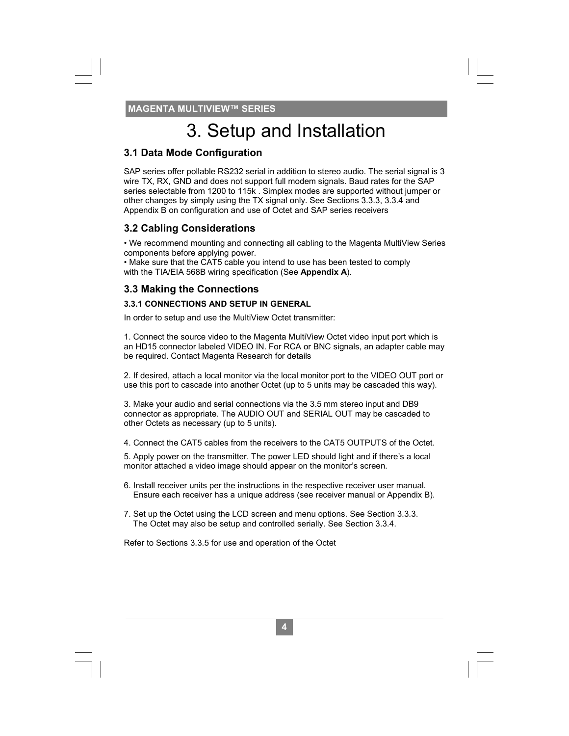# 3. Setup and Installation

## 3.1 Data Mode Configuration

SAP series offer pollable RS232 serial in addition to stereo audio. The serial signal is 3 wire TX, RX, GND and does not support full modem signals. Baud rates for the SAP series selectable from 1200 to 115k . Simplex modes are supported without jumper or other changes by simply using the TX signal only. See Sections 3.3.3, 3.3.4 and Appendix B on configuration and use of Octet and SAP series receivers

## 3.2 Cabling Considerations

• We recommend mounting and connecting all cabling to the Magenta MultiView Series components before applying power.
• Make sure that the CAT5 cable you intend to use has been tested to comply with the TIA/EIA 568B wiring specification (See **Appendix A**).

## 3.3 Making the Connections

### 3.3.1 CONNECTIONS AND SETUP IN GENERAL

In order to setup and use the MultiView Octet transmitter:

1. Connect the source video to the Magenta MultiView Octet video input port which is an HD15 connector labeled VIDEO IN. For RCA or BNC signals, an adapter cable may be required. Contact Magenta Research for details

2. If desired, attach a local monitor via the local monitor port to the VIDEO OUT port or use this port to cascade into another Octet (up to 5 units may be cascaded this way).

3. Make your audio and serial connections via the 3.5 mm stereo input and DB9 connector as appropriate. The AUDIO OUT and SERIAL OUT may be cascaded to other Octets as necessary (up to 5 units).

4. Connect the CAT5 cables from the receivers to the CAT5 OUTPUTS of the Octet.

5. Apply power on the transmitter. The power LED should light and if there's a local monitor attached a video image should appear on the monitor's screen.

6. Install receiver units per the instructions in the respective receiver user manual. Ensure each receiver has a unique address (see receiver manual or Appendix B).

7. Set up the Octet using the LCD screen and menu options. See Section 3.3.3. The Octet may also be setup and controlled serially. See Section 3.3.4.

Refer to Sections 3.3.5 for use and operation of the Octet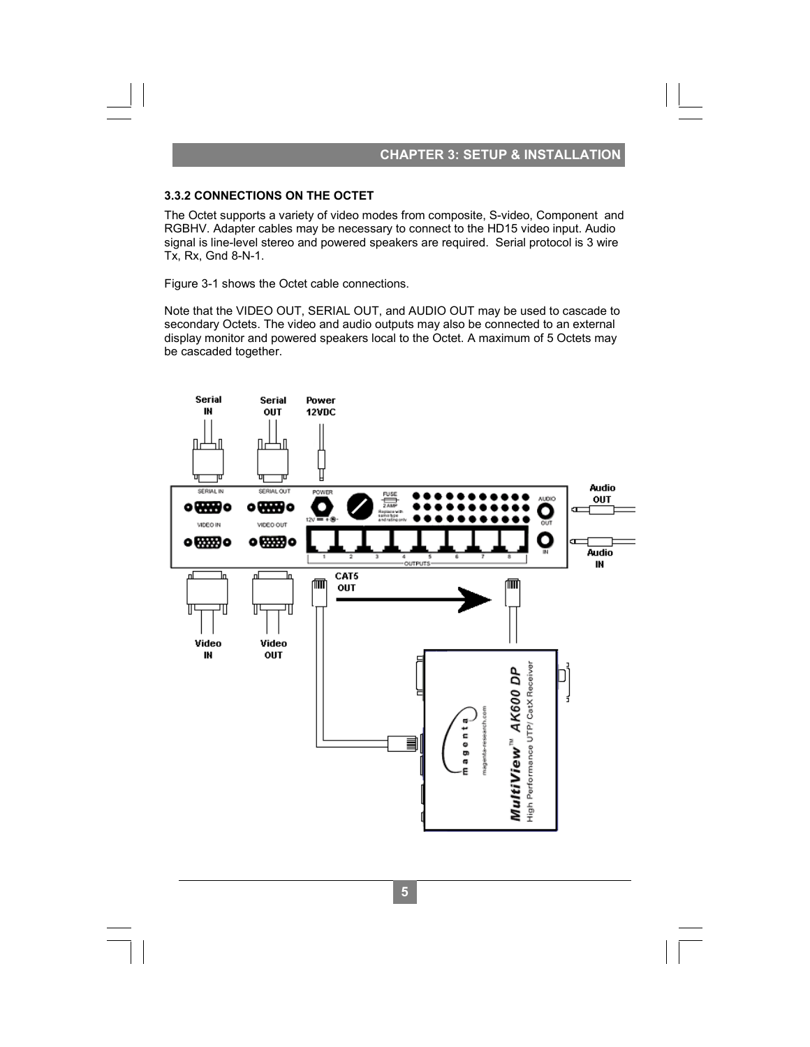### 3.3.2 CONNECTIONS ON THE OCTET

The Octet supports a variety of video modes from composite, S-video, Component and RGBHV. Adapter cables may be necessary to connect to the HD15 video input. Audio signal is line-level stereo and powered speakers are required. Serial protocol is 3 wire Tx, Rx, Gnd 8-N-1.

Figure 3-1 shows the Octet cable connections.

Note that the VIDEO OUT, SERIAL OUT, and AUDIO OUT may be used to cascade to secondary Octets. The video and audio outputs may also be connected to an external display monitor and powered speakers local to the Octet. A maximum of 5 Octets may be cascaded together.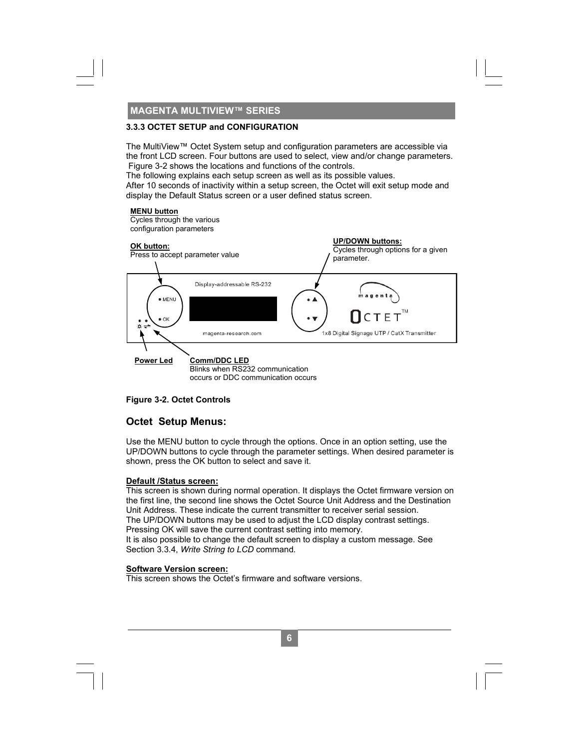## 3.3.3 OCTET SETUP and CONFIGURATION

The MultiView™ Octet System setup and configuration parameters are accessible via the front LCD screen. Four buttons are used to select, view and/or change parameters. Figure 3-2 shows the locations and functions of the controls.
The following explains each setup screen as well as its possible values.
After 10 seconds of inactivity within a setup screen, the Octet will exit setup mode and display the Default Status screen or a user defined status screen.

**MENU button**
Cycles through the various configuration parameters

**OK button:**
Press to accept parameter value

**UP/DOWN buttons:**
Cycles through options for a given parameter.

**Power Led**

**Comm/DDC LED**
Blinks when RS232 communication occurs or DDC communication occurs

**Figure 3-2. Octet Controls**

## Octet Setup Menus:

Use the MENU button to cycle through the options. Once in an option setting, use the UP/DOWN buttons to cycle through the parameter settings. When desired parameter is shown, press the OK button to select and save it.

**Default /Status screen:**
This screen is shown during normal operation. It displays the Octet firmware version on the first line, the second line shows the Octet Source Unit Address and the Destination Unit Address. These indicate the current transmitter to receiver serial session.
The UP/DOWN buttons may be used to adjust the LCD display contrast settings.
Pressing OK will save the current contrast setting into memory.
It is also possible to change the default screen to display a custom message. See Section 3.3.4, *Write String to LCD* command.

**Software Version screen:**
This screen shows the Octet's firmware and software versions.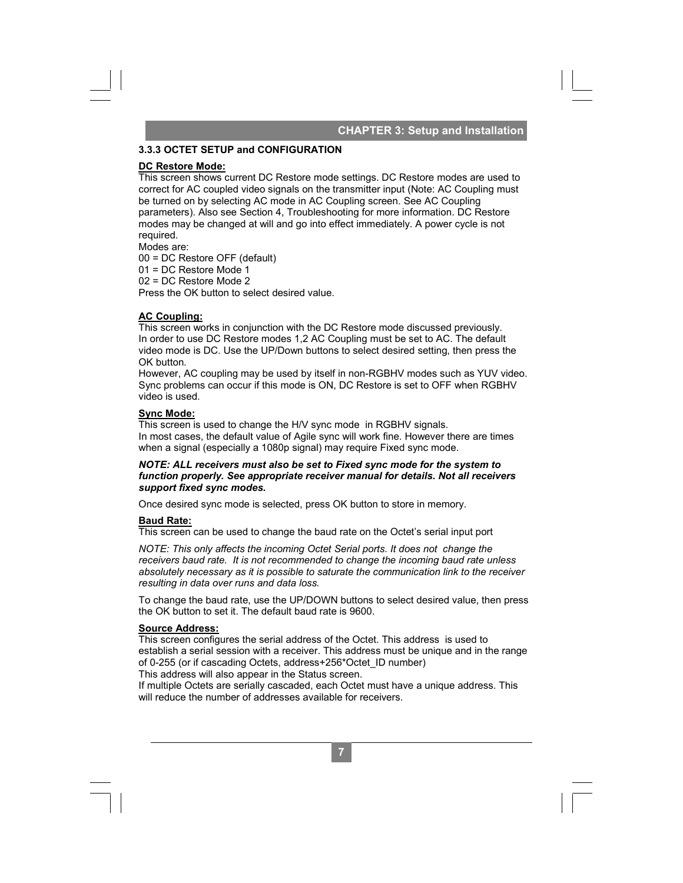### 3.3.3 OCTET SETUP and CONFIGURATION

**DC Restore Mode:**

This screen shows current DC Restore mode settings. DC Restore modes are used to correct for AC coupled video signals on the transmitter input (Note: AC Coupling must be turned on by selecting AC mode in AC Coupling screen. See AC Coupling parameters). Also see Section 4, Troubleshooting for more information. DC Restore modes may be changed at will and go into effect immediately. A power cycle is not required.

Modes are:

00 = DC Restore OFF (default)
01 = DC Restore Mode 1
02 = DC Restore Mode 2

Press the OK button to select desired value.

**AC Coupling:**

This screen works in conjunction with the DC Restore mode discussed previously. In order to use DC Restore modes 1,2 AC Coupling must be set to AC. The default video mode is DC. Use the UP/Down buttons to select desired setting, then press the OK button.

However, AC coupling may be used by itself in non-RGBHV modes such as YUV video. Sync problems can occur if this mode is ON, DC Restore is set to OFF when RGBHV video is used.

**Sync Mode:**

This screen is used to change the H/V sync mode in RGBHV signals.
In most cases, the default value of Agile sync will work fine. However there are times when a signal (especially a 1080p signal) may require Fixed sync mode.

***NOTE: ALL receivers must also be set to Fixed sync mode for the system to function properly. See appropriate receiver manual for details. Not all receivers support fixed sync modes.***

Once desired sync mode is selected, press OK button to store in memory.

**Baud Rate:**

This screen can be used to change the baud rate on the Octet's serial input port

*NOTE: This only affects the incoming Octet Serial ports. It does not change the receivers baud rate. It is not recommended to change the incoming baud rate unless absolutely necessary as it is possible to saturate the communication link to the receiver resulting in data over runs and data loss.*

To change the baud rate, use the UP/DOWN buttons to select desired value, then press the OK button to set it. The default baud rate is 9600.

**Source Address:**

This screen configures the serial address of the Octet. This address is used to establish a serial session with a receiver. This address must be unique and in the range of 0-255 (or if cascading Octets, address+256*Octet_ID number)
This address will also appear in the Status screen.
If multiple Octets are serially cascaded, each Octet must have a unique address. This will reduce the number of addresses available for receivers.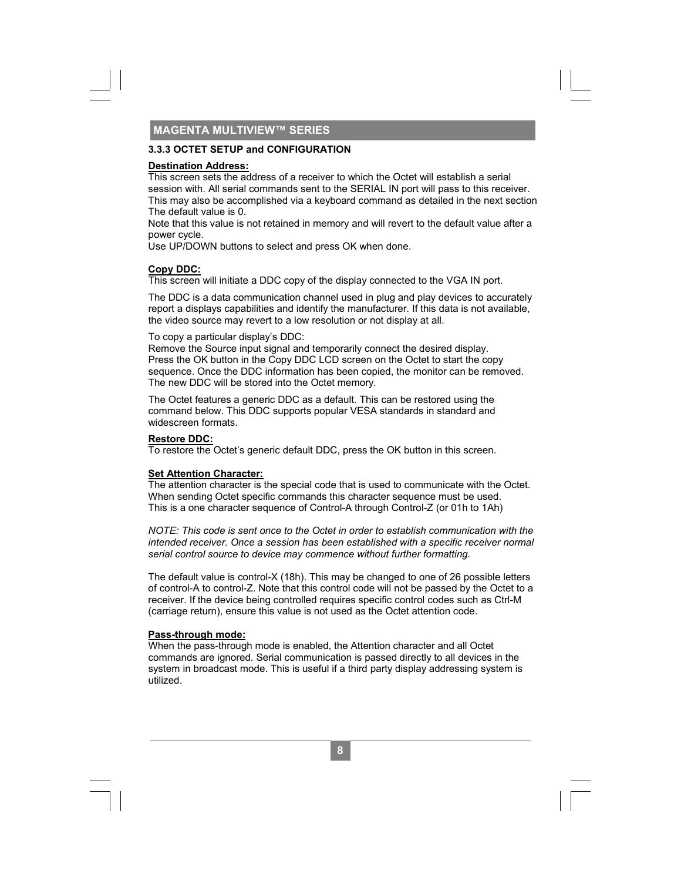### 3.3.3 OCTET SETUP and CONFIGURATION

**Destination Address:**

This screen sets the address of a receiver to which the Octet will establish a serial session with. All serial commands sent to the SERIAL IN port will pass to this receiver. This may also be accomplished via a keyboard command as detailed in the next section The default value is 0.

Note that this value is not retained in memory and will revert to the default value after a power cycle.

Use UP/DOWN buttons to select and press OK when done.

**Copy DDC:**

This screen will initiate a DDC copy of the display connected to the VGA IN port.

The DDC is a data communication channel used in plug and play devices to accurately report a displays capabilities and identify the manufacturer. If this data is not available, the video source may revert to a low resolution or not display at all.

To copy a particular display's DDC:

Remove the Source input signal and temporarily connect the desired display.
Press the OK button in the Copy DDC LCD screen on the Octet to start the copy sequence. Once the DDC information has been copied, the monitor can be removed. The new DDC will be stored into the Octet memory.

The Octet features a generic DDC as a default. This can be restored using the command below. This DDC supports popular VESA standards in standard and widescreen formats.

**Restore DDC:**

To restore the Octet's generic default DDC, press the OK button in this screen.

**Set Attention Character:**

The attention character is the special code that is used to communicate with the Octet. When sending Octet specific commands this character sequence must be used.
This is a one character sequence of Control-A through Control-Z (or 01h to 1Ah)

*NOTE: This code is sent once to the Octet in order to establish communication with the intended receiver. Once a session has been established with a specific receiver normal serial control source to device may commence without further formatting.*

The default value is control-X (18h). This may be changed to one of 26 possible letters of control-A to control-Z. Note that this control code will not be passed by the Octet to a receiver. If the device being controlled requires specific control codes such as Ctrl-M (carriage return), ensure this value is not used as the Octet attention code.

**Pass-through mode:**

When the pass-through mode is enabled, the Attention character and all Octet commands are ignored. Serial communication is passed directly to all devices in the system in broadcast mode. This is useful if a third party display addressing system is utilized.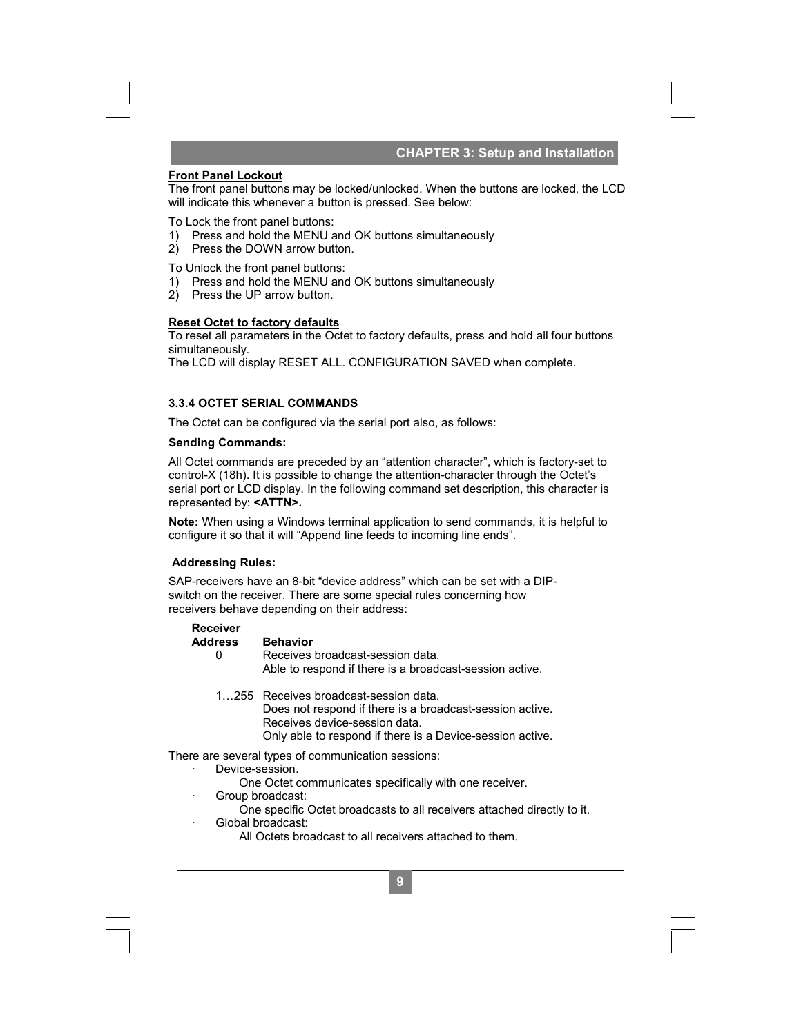**Front Panel Lockout**

The front panel buttons may be locked/unlocked. When the buttons are locked, the LCD will indicate this whenever a button is pressed. See below:

To Lock the front panel buttons:

1) Press and hold the MENU and OK buttons simultaneously
2) Press the DOWN arrow button.

To Unlock the front panel buttons:

1) Press and hold the MENU and OK buttons simultaneously
2) Press the UP arrow button.

**Reset Octet to factory defaults**

To reset all parameters in the Octet to factory defaults, press and hold all four buttons simultaneously.

The LCD will display RESET ALL. CONFIGURATION SAVED when complete.

### 3.3.4 OCTET SERIAL COMMANDS

The Octet can be configured via the serial port also, as follows:

**Sending Commands:**

All Octet commands are preceded by an “attention character”, which is factory-set to control-X (18h). It is possible to change the attention-character through the Octet’s serial port or LCD display. In the following command set description, this character is represented by: **<ATTN>.**

**Note:** When using a Windows terminal application to send commands, it is helpful to configure it so that it will “Append line feeds to incoming line ends”.

**Addressing Rules:**

SAP-receivers have an 8-bit “device address” which can be set with a DIP-switch on the receiver. There are some special rules concerning how receivers behave depending on their address:

| Receiver Address | Behavior |
|---|---|
| 0 | Receives broadcast-session data.<br>Able to respond if there is a broadcast-session active. |
| 1…255 | Receives broadcast-session data.<br>Does not respond if there is a broadcast-session active.<br>Receives device-session data.<br>Only able to respond if there is a Device-session active. |

There are several types of communication sessions:

- Device-session.
  - One Octet communicates specifically with one receiver.
- Group broadcast:
  - One specific Octet broadcasts to all receivers attached directly to it.
- Global broadcast:
  - All Octets broadcast to all receivers attached to them.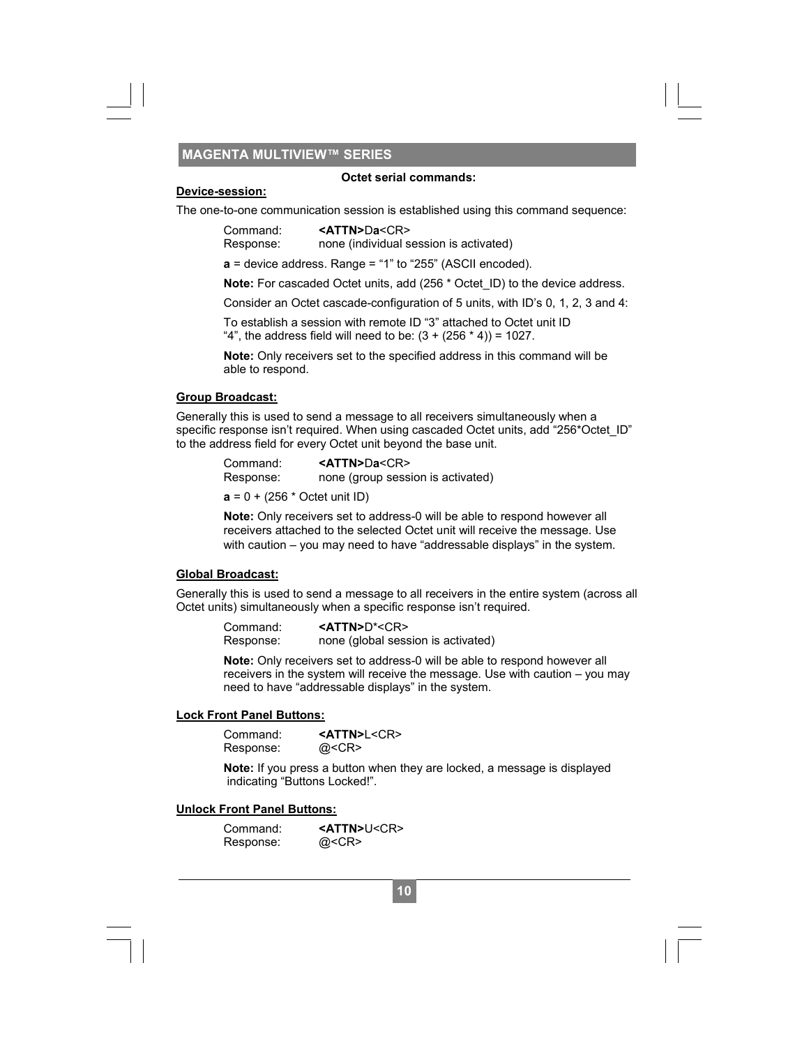**Octet serial commands:**

**Device-session:**

The one-to-one communication session is established using this command sequence:

Command: **<ATTN>**D**a**<CR>
Response: none (individual session is activated)

**a** = device address. Range = “1” to “255” (ASCII encoded).

**Note:** For cascaded Octet units, add (256 * Octet_ID) to the device address.

Consider an Octet cascade-configuration of 5 units, with ID’s 0, 1, 2, 3 and 4:

To establish a session with remote ID “3” attached to Octet unit ID “4”, the address field will need to be: (3 + (256 * 4)) = 1027.

**Note:** Only receivers set to the specified address in this command will be able to respond.

**Group Broadcast:**

Generally this is used to send a message to all receivers simultaneously when a specific response isn’t required. When using cascaded Octet units, add “256*Octet_ID” to the address field for every Octet unit beyond the base unit.

Command: **<ATTN>**D**a**<CR>
Response: none (group session is activated)

**a** = 0 + (256 * Octet unit ID)

**Note:** Only receivers set to address-0 will be able to respond however all receivers attached to the selected Octet unit will receive the message. Use with caution – you may need to have “addressable displays” in the system.

**Global Broadcast:**

Generally this is used to send a message to all receivers in the entire system (across all Octet units) simultaneously when a specific response isn’t required.

Command: **<ATTN>**D*<CR>
Response: none (global session is activated)

**Note:** Only receivers set to address-0 will be able to respond however all receivers in the system will receive the message. Use with caution – you may need to have “addressable displays” in the system.

**Lock Front Panel Buttons:**

Command: **<ATTN>**L<CR>
Response: @<CR>

**Note:** If you press a button when they are locked, a message is displayed indicating “Buttons Locked!”.

**Unlock Front Panel Buttons:**

Command: **<ATTN>**U<CR>
Response: @<CR>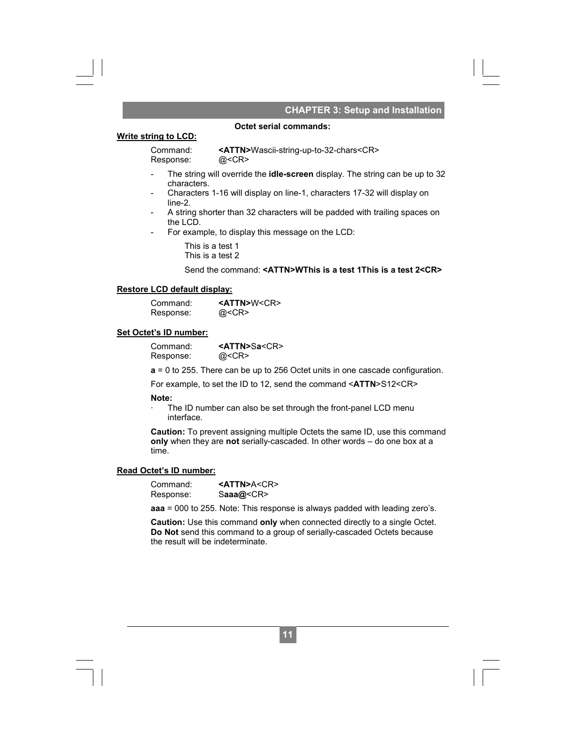**Octet serial commands:**

**Write string to LCD:**

Command: **<ATTN>**Wascii-string-up-to-32-chars<CR>
Response: @<CR>

- The string will override the **idle-screen** display. The string can be up to 32 characters.
- Characters 1-16 will display on line-1, characters 17-32 will display on line-2.
- A string shorter than 32 characters will be padded with trailing spaces on the LCD.
- For example, to display this message on the LCD:

  This is a test 1
  This is a test 2

  Send the command: **<ATTN>WThis is a test 1This is a test 2<CR>**

**Restore LCD default display:**

Command: **<ATTN>**W<CR>
Response: @<CR>

**Set Octet's ID number:**

Command: **<ATTN>**S**a**<CR>
Response: @<CR>

**a** = 0 to 255. There can be up to 256 Octet units in one cascade configuration.

For example, to set the ID to 12, send the command <**ATTN**>S12<CR>

**Note:**

· The ID number can also be set through the front-panel LCD menu interface.

**Caution:** To prevent assigning multiple Octets the same ID, use this command **only** when they are **not** serially-cascaded. In other words – do one box at a time.

**Read Octet's ID number:**

Command: **<ATTN>**A<CR>
Response: S**aaa@**<CR>

**aaa** = 000 to 255. Note: This response is always padded with leading zero's.

**Caution:** Use this command **only** when connected directly to a single Octet. **Do Not** send this command to a group of serially-cascaded Octets because the result will be indeterminate.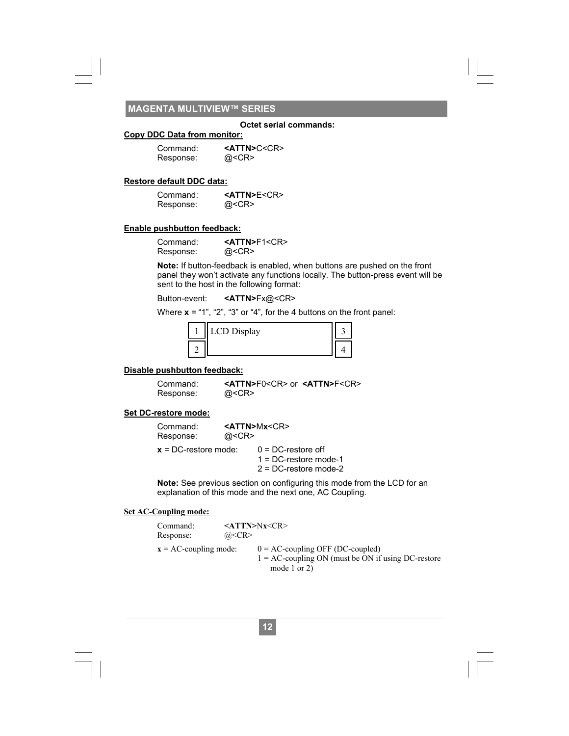**Octet serial commands:**

**Copy DDC Data from monitor:**

Command: **<ATTN>**C<CR>
Response: @<CR>

**Restore default DDC data:**

Command: **<ATTN>**E<CR>
Response: @<CR>

**Enable pushbutton feedback:**

Command: **<ATTN>**F1<CR>
Response: @<CR>

**Note:** If button-feedback is enabled, when buttons are pushed on the front panel they won't activate any functions locally. The button-press event will be sent to the host in the following format:

Button-event: **<ATTN>**Fx@<CR>

Where **x** = "1", "2", "3" or "4", for the 4 buttons on the front panel:

| 1 | LCD Display | 3 |
|---|---|---|
| 2 | | 4 |

**Disable pushbutton feedback:**

Command: **<ATTN>**F0<CR> or **<ATTN>**F<CR>
Response: @<CR>

**Set DC-restore mode:**

Command: **<ATTN>**M**x**<CR>
Response: @<CR>

**x** = DC-restore mode:
- 0 = DC-restore off
- 1 = DC-restore mode-1
- 2 = DC-restore mode-2

**Note:** See previous section on configuring this mode from the LCD for an explanation of this mode and the next one, AC Coupling.

**Set AC-Coupling mode:**

Command: **<ATTN>**N**x**<CR>
Response: @<CR>

**x** = AC-coupling mode:
- 0 = AC-coupling OFF (DC-coupled)
- 1 = AC-coupling ON (must be ON if using DC-restore mode 1 or 2)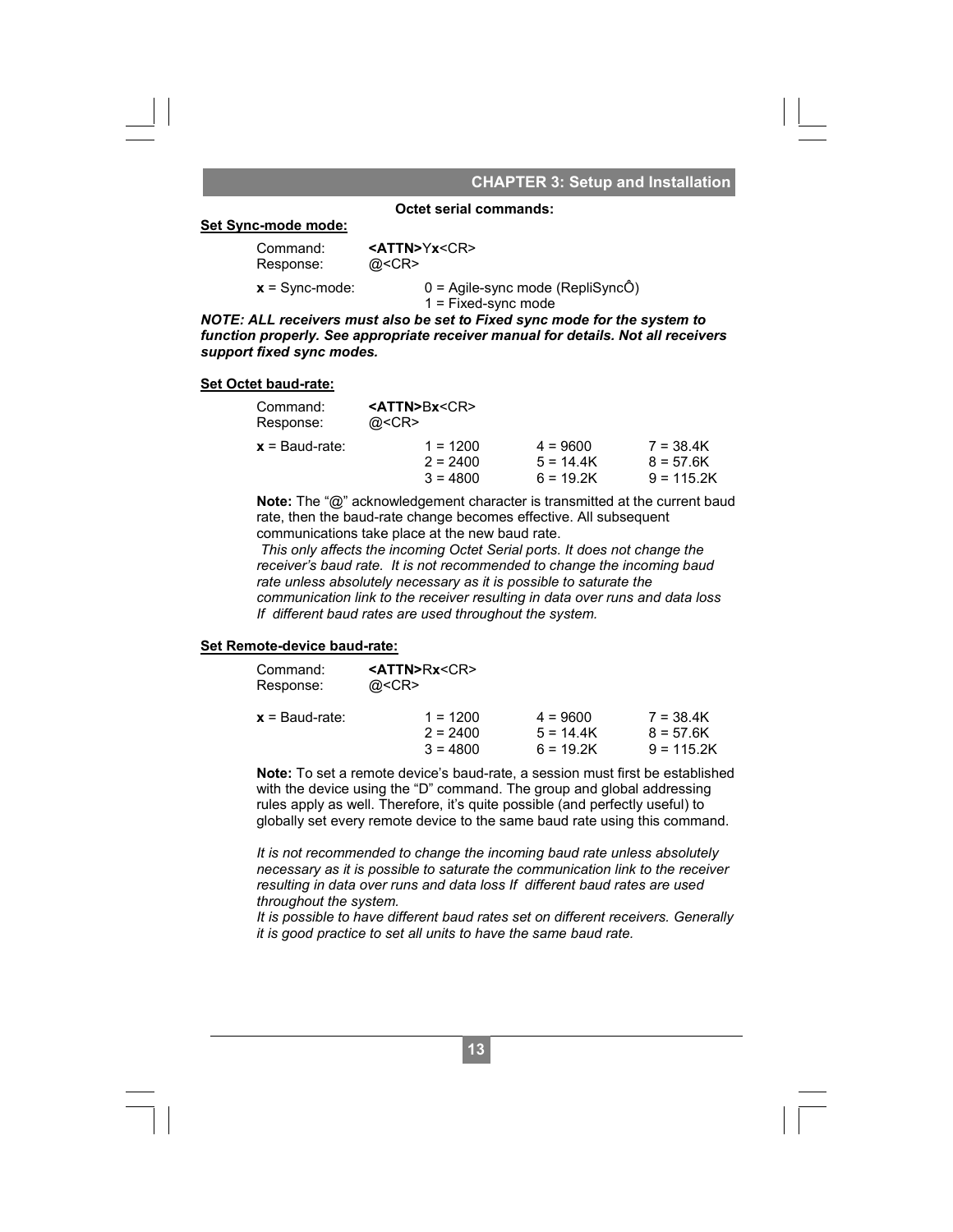### Octet serial commands:

**Set Sync-mode mode:**

Command: **<ATTN>**Y**x**<CR>
Response: @<CR>

**x** = Sync-mode: 0 = Agile-sync mode (RepliSyncÔ)
1 = Fixed-sync mode

***NOTE: ALL receivers must also be set to Fixed sync mode for the system to function properly. See appropriate receiver manual for details. Not all receivers support fixed sync modes.***

**Set Octet baud-rate:**

Command: **<ATTN>**B**x**<CR>
Response: @<CR>

| **x** = Baud-rate: | | | |
|---|---|---|---|
| | 1 = 1200 | 4 = 9600 | 7 = 38.4K |
| | 2 = 2400 | 5 = 14.4K | 8 = 57.6K |
| | 3 = 4800 | 6 = 19.2K | 9 = 115.2K |

**Note:** The "@" acknowledgement character is transmitted at the current baud rate, then the baud-rate change becomes effective. All subsequent communications take place at the new baud rate.
*This only affects the incoming Octet Serial ports. It does not change the receiver's baud rate. It is not recommended to change the incoming baud rate unless absolutely necessary as it is possible to saturate the communication link to the receiver resulting in data over runs and data loss If different baud rates are used throughout the system.*

**Set Remote-device baud-rate:**

Command: **<ATTN>**R**x**<CR>
Response: @<CR>

| **x** = Baud-rate: | | | |
|---|---|---|---|
| | 1 = 1200 | 4 = 9600 | 7 = 38.4K |
| | 2 = 2400 | 5 = 14.4K | 8 = 57.6K |
| | 3 = 4800 | 6 = 19.2K | 9 = 115.2K |

**Note:** To set a remote device's baud-rate, a session must first be established with the device using the "D" command. The group and global addressing rules apply as well. Therefore, it's quite possible (and perfectly useful) to globally set every remote device to the same baud rate using this command.

*It is not recommended to change the incoming baud rate unless absolutely necessary as it is possible to saturate the communication link to the receiver resulting in data over runs and data loss If different baud rates are used throughout the system.*
*It is possible to have different baud rates set on different receivers. Generally it is good practice to set all units to have the same baud rate.*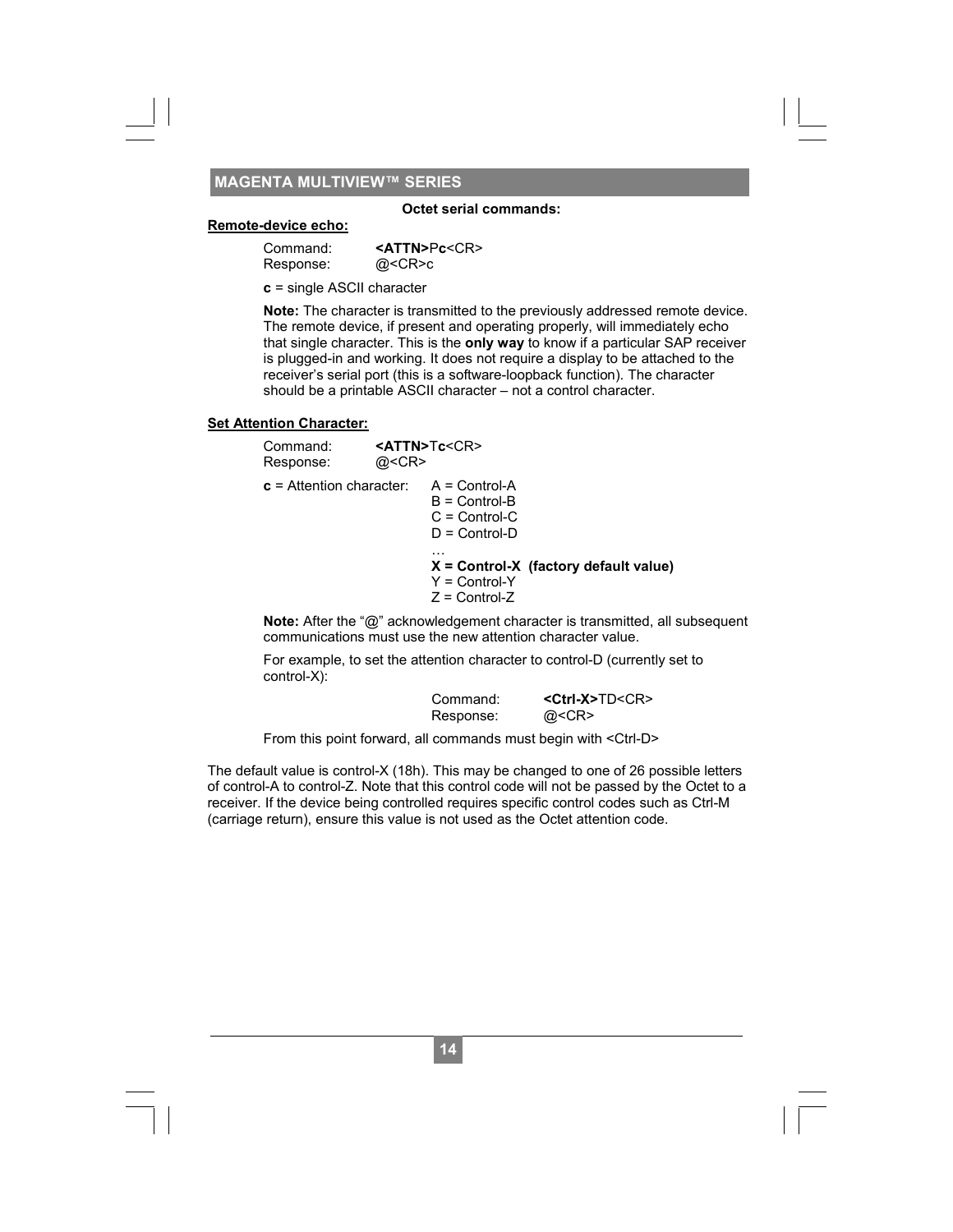**Octet serial commands:**

**Remote-device echo:**

Command: **<ATTN>**P**c**<CR>
Response: @<CR>c

**c** = single ASCII character

**Note:** The character is transmitted to the previously addressed remote device. The remote device, if present and operating properly, will immediately echo that single character. This is the **only way** to know if a particular SAP receiver is plugged-in and working. It does not require a display to be attached to the receiver's serial port (this is a software-loopback function). The character should be a printable ASCII character – not a control character.

**Set Attention Character:**

Command: **<ATTN>**T**c**<CR>
Response: @<CR>

**c** = Attention character:
- A = Control-A
- B = Control-B
- C = Control-C
- D = Control-D
- …
- **X = Control-X (factory default value)**
- Y = Control-Y
- Z = Control-Z

**Note:** After the "@" acknowledgement character is transmitted, all subsequent communications must use the new attention character value.

For example, to set the attention character to control-D (currently set to control-X):

Command: **<Ctrl-X>**TD<CR>
Response: @<CR>

From this point forward, all commands must begin with <Ctrl-D>

The default value is control-X (18h). This may be changed to one of 26 possible letters of control-A to control-Z. Note that this control code will not be passed by the Octet to a receiver. If the device being controlled requires specific control codes such as Ctrl-M (carriage return), ensure this value is not used as the Octet attention code.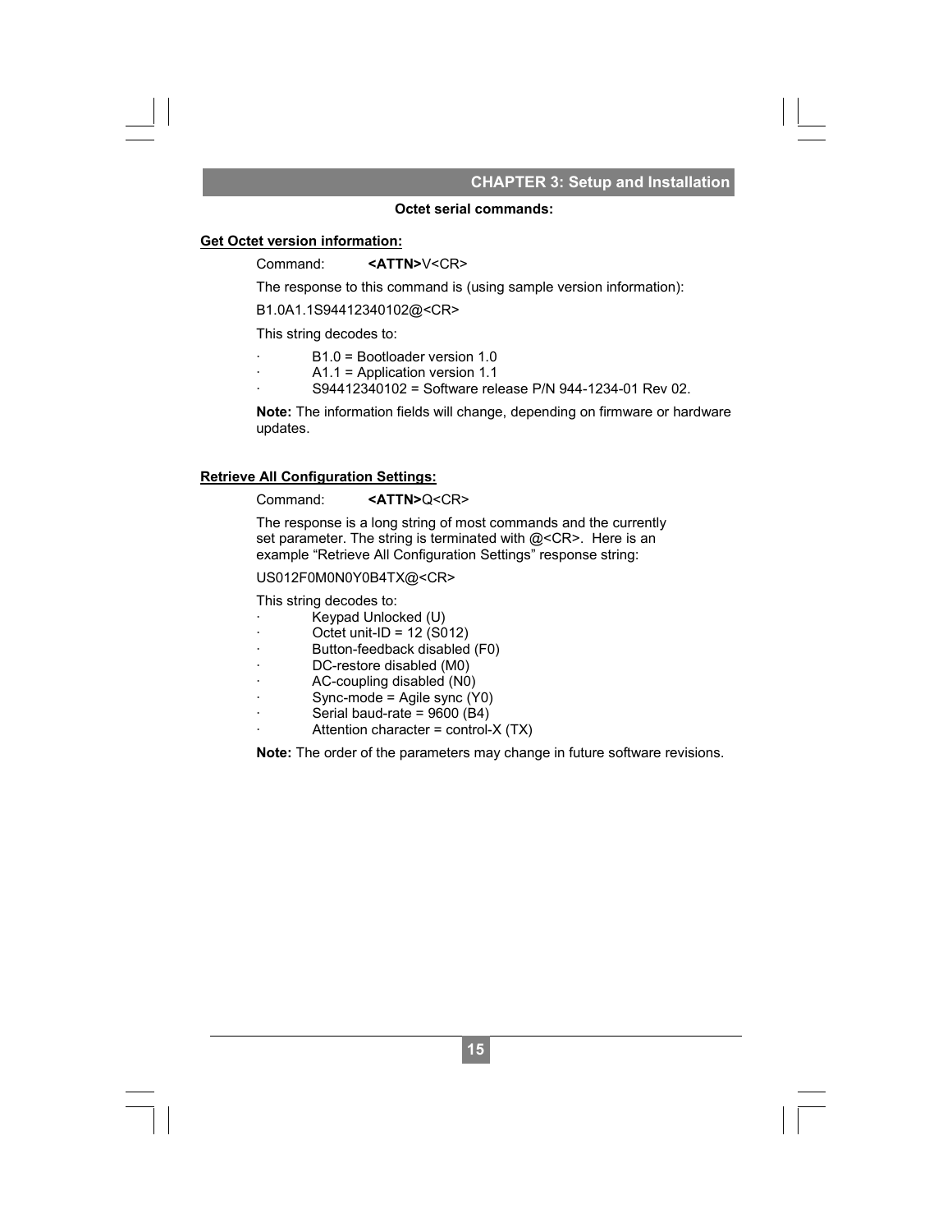**Octet serial commands:**

**Get Octet version information:**

Command: **<ATTN>**V<CR>

The response to this command is (using sample version information):

B1.0A1.1S94412340102@<CR>

This string decodes to:

- B1.0 = Bootloader version 1.0
- A1.1 = Application version 1.1
- S94412340102 = Software release P/N 944-1234-01 Rev 02.

**Note:** The information fields will change, depending on firmware or hardware updates.

**Retrieve All Configuration Settings:**

Command: **<ATTN>**Q<CR>

The response is a long string of most commands and the currently set parameter. The string is terminated with @<CR>. Here is an example "Retrieve All Configuration Settings" response string:

US012F0M0N0Y0B4TX@<CR>

This string decodes to:

- Keypad Unlocked (U)
- Octet unit-ID = 12 (S012)
- Button-feedback disabled (F0)
- DC-restore disabled (M0)
- AC-coupling disabled (N0)
- Sync-mode = Agile sync (Y0)
- Serial baud-rate = 9600 (B4)
- Attention character = control-X (TX)

**Note:** The order of the parameters may change in future software revisions.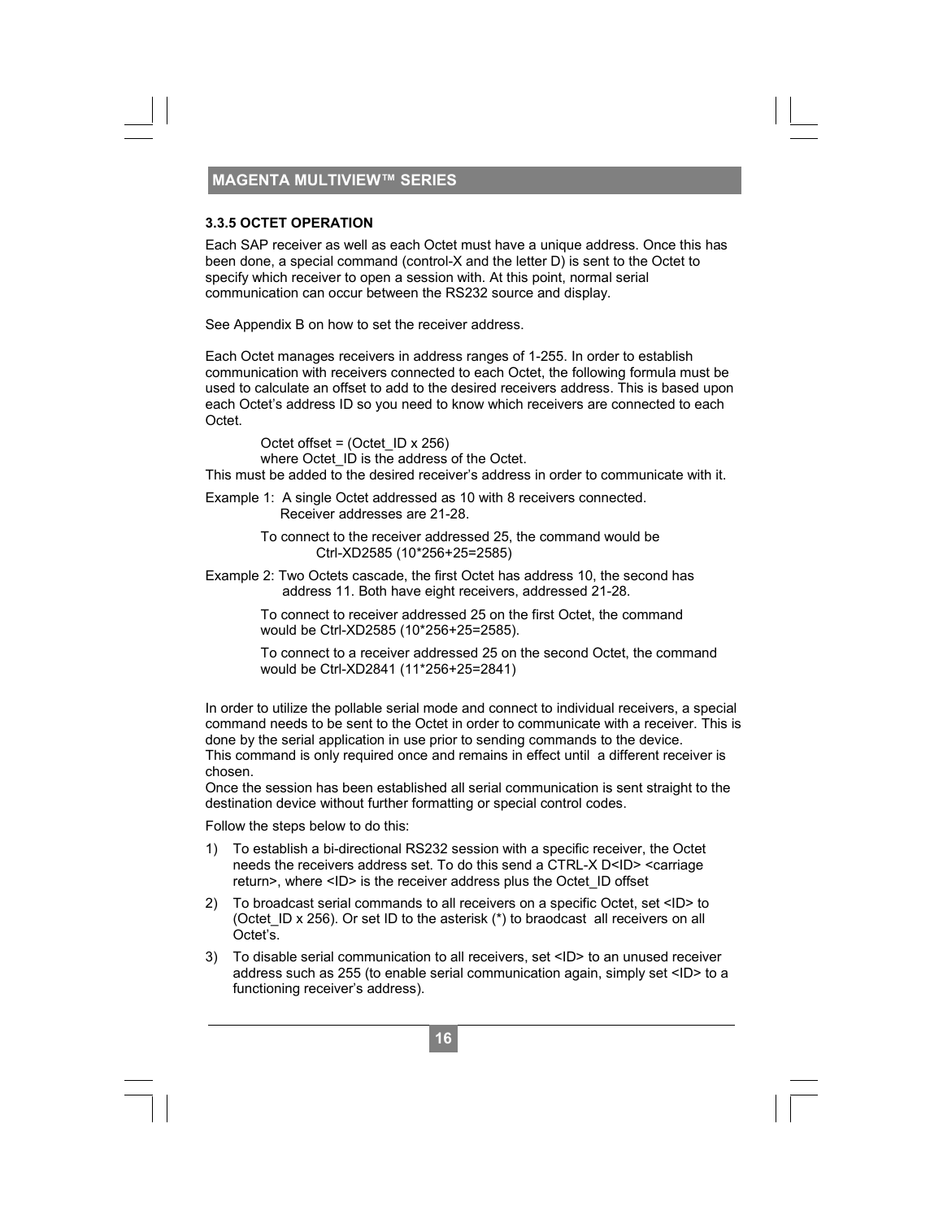### 3.3.5 OCTET OPERATION

Each SAP receiver as well as each Octet must have a unique address. Once this has been done, a special command (control-X and the letter D) is sent to the Octet to specify which receiver to open a session with. At this point, normal serial communication can occur between the RS232 source and display.

See Appendix B on how to set the receiver address.

Each Octet manages receivers in address ranges of 1-255. In order to establish communication with receivers connected to each Octet, the following formula must be used to calculate an offset to add to the desired receivers address. This is based upon each Octet's address ID so you need to know which receivers are connected to each Octet.

Octet offset = (Octet_ID x 256)
where Octet_ID is the address of the Octet.

This must be added to the desired receiver's address in order to communicate with it.

Example 1: A single Octet addressed as 10 with 8 receivers connected. Receiver addresses are 21-28.

To connect to the receiver addressed 25, the command would be Ctrl-XD2585 (10*256+25=2585)

Example 2: Two Octets cascade, the first Octet has address 10, the second has address 11. Both have eight receivers, addressed 21-28.

To connect to receiver addressed 25 on the first Octet, the command would be Ctrl-XD2585 (10*256+25=2585).

To connect to a receiver addressed 25 on the second Octet, the command would be Ctrl-XD2841 (11*256+25=2841)

In order to utilize the pollable serial mode and connect to individual receivers, a special command needs to be sent to the Octet in order to communicate with a receiver. This is done by the serial application in use prior to sending commands to the device.
This command is only required once and remains in effect until a different receiver is chosen.
Once the session has been established all serial communication is sent straight to the destination device without further formatting or special control codes.

Follow the steps below to do this:

1) To establish a bi-directional RS232 session with a specific receiver, the Octet needs the receivers address set. To do this send a CTRL-X D<ID> <carriage return>, where <ID> is the receiver address plus the Octet_ID offset
2) To broadcast serial commands to all receivers on a specific Octet, set <ID> to (Octet_ID x 256). Or set ID to the asterisk (*) to braodcast all receivers on all Octet's.
3) To disable serial communication to all receivers, set <ID> to an unused receiver address such as 255 (to enable serial communication again, simply set <ID> to a functioning receiver's address).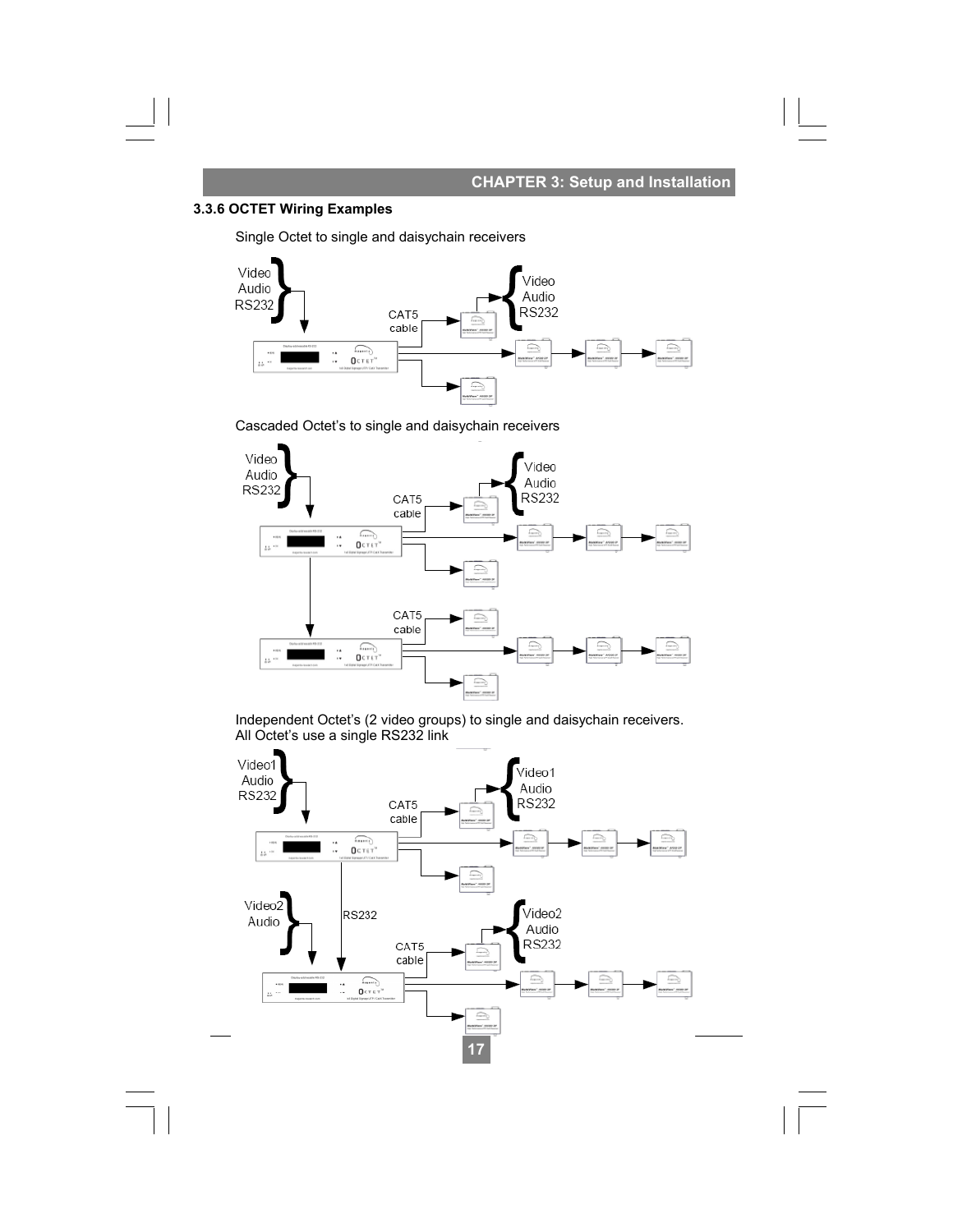### 3.3.6 OCTET Wiring Examples

Single Octet to single and daisychain receivers

Video
Audio
RS232

CAT5 cable

Video
Audio
RS232

Cascaded Octet's to single and daisychain receivers

Video
Audio
RS232

CAT5 cable

Video
Audio
RS232

CAT5 cable

Independent Octet's (2 video groups) to single and daisychain receivers.
All Octet's use a single RS232 link

Video1
Audio
RS232

CAT5 cable

Video1
Audio
RS232

Video2
Audio

RS232

CAT5 cable

Video2
Audio
RS232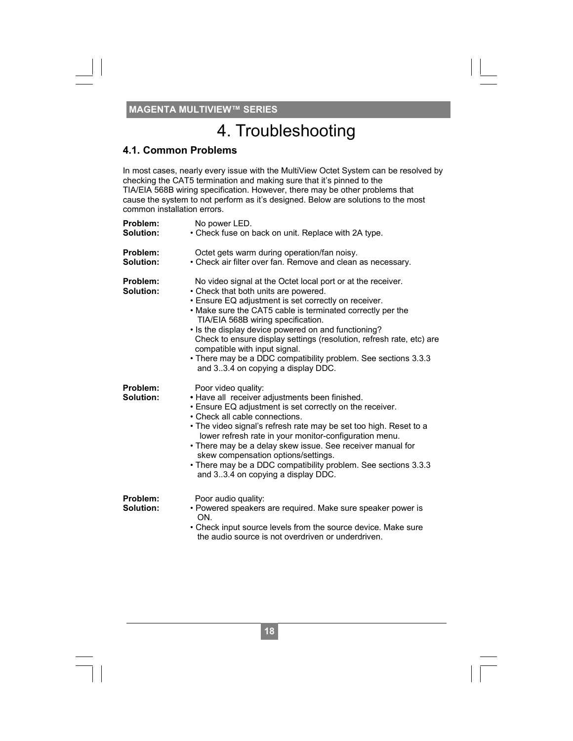# 4. Troubleshooting

## 4.1. Common Problems

In most cases, nearly every issue with the MultiView Octet System can be resolved by checking the CAT5 termination and making sure that it's pinned to the TIA/EIA 568B wiring specification. However, there may be other problems that cause the system to not perform as it's designed. Below are solutions to the most common installation errors.

**Problem:** No power LED.
**Solution:**
- Check fuse on back on unit. Replace with 2A type.

**Problem:** Octet gets warm during operation/fan noisy.
**Solution:**
- Check air filter over fan. Remove and clean as necessary.

**Problem:** No video signal at the Octet local port or at the receiver.
**Solution:**
- Check that both units are powered.
- Ensure EQ adjustment is set correctly on receiver.
- Make sure the CAT5 cable is terminated correctly per the TIA/EIA 568B wiring specification.
- Is the display device powered on and functioning? Check to ensure display settings (resolution, refresh rate, etc) are compatible with input signal.
- There may be a DDC compatibility problem. See sections 3.3.3 and 3..3.4 on copying a display DDC.

**Problem:** Poor video quality:
**Solution:**
- Have all receiver adjustments been finished.
- Ensure EQ adjustment is set correctly on the receiver.
- Check all cable connections.
- The video signal's refresh rate may be set too high. Reset to a lower refresh rate in your monitor-configuration menu.
- There may be a delay skew issue. See receiver manual for skew compensation options/settings.
- There may be a DDC compatibility problem. See sections 3.3.3 and 3..3.4 on copying a display DDC.

**Problem:** Poor audio quality:
**Solution:**
- Powered speakers are required. Make sure speaker power is ON.
- Check input source levels from the source device. Make sure the audio source is not overdriven or underdriven.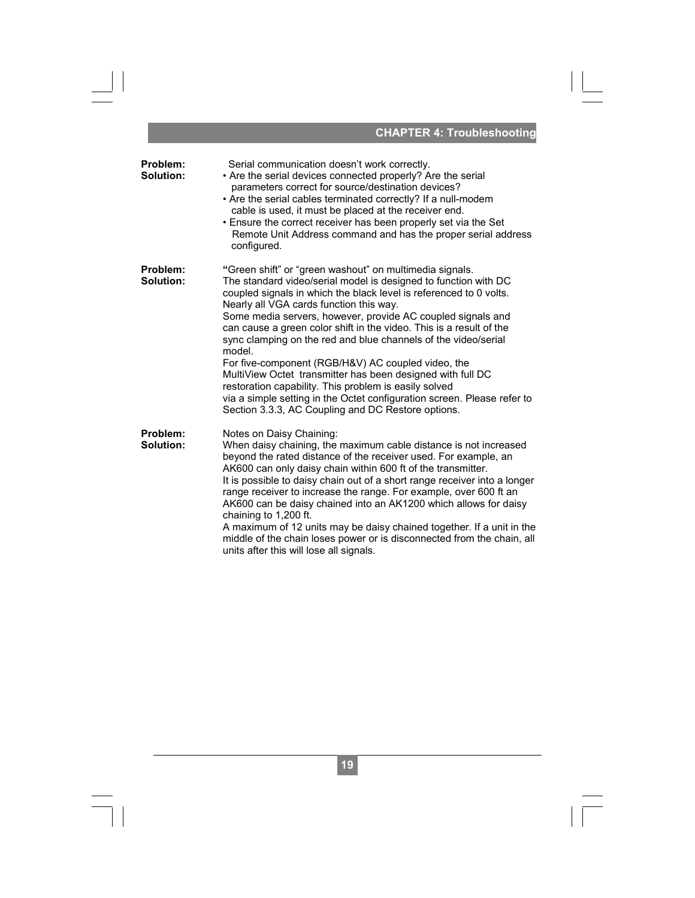**Problem:** Serial communication doesn't work correctly.

**Solution:**
- Are the serial devices connected properly? Are the serial parameters correct for source/destination devices?
- Are the serial cables terminated correctly? If a null-modem cable is used, it must be placed at the receiver end.
- Ensure the correct receiver has been properly set via the Set Remote Unit Address command and has the proper serial address configured.

**Problem:** "Green shift" or "green washout" on multimedia signals.

**Solution:** The standard video/serial model is designed to function with DC coupled signals in which the black level is referenced to 0 volts. Nearly all VGA cards function this way.
Some media servers, however, provide AC coupled signals and can cause a green color shift in the video. This is a result of the sync clamping on the red and blue channels of the video/serial model.
For five-component (RGB/H&V) AC coupled video, the MultiView Octet transmitter has been designed with full DC restoration capability. This problem is easily solved via a simple setting in the Octet configuration screen. Please refer to Section 3.3.3, AC Coupling and DC Restore options.

**Problem:** Notes on Daisy Chaining:

**Solution:** When daisy chaining, the maximum cable distance is not increased beyond the rated distance of the receiver used. For example, an AK600 can only daisy chain within 600 ft of the transmitter.
It is possible to daisy chain out of a short range receiver into a longer range receiver to increase the range. For example, over 600 ft an AK600 can be daisy chained into an AK1200 which allows for daisy chaining to 1,200 ft.
A maximum of 12 units may be daisy chained together. If a unit in the middle of the chain loses power or is disconnected from the chain, all units after this will lose all signals.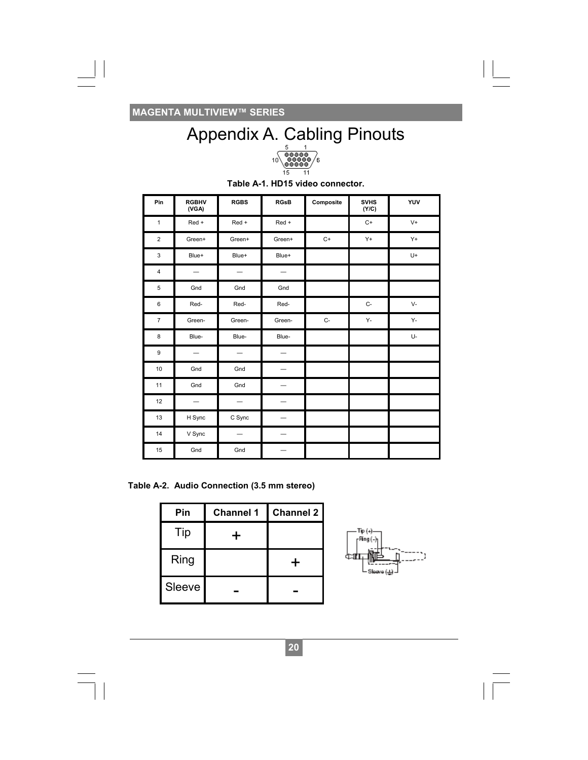# Appendix A. Cabling Pinouts

**Table A-1. HD15 video connector.**

| Pin | RGBHV (VGA) | RGBS | RGsB | Composite | SVHS (Y/C) | YUV |
|---|---|---|---|---|---|---|
| 1 | Red + | Red + | Red + | | C+ | V+ |
| 2 | Green+ | Green+ | Green+ | C+ | Y+ | Y+ |
| 3 | Blue+ | Blue+ | Blue+ | | | U+ |
| 4 | — | — | — | | | |
| 5 | Gnd | Gnd | Gnd | | | |
| 6 | Red- | Red- | Red- | | C- | V- |
| 7 | Green- | Green- | Green- | C- | Y- | Y- |
| 8 | Blue- | Blue- | Blue- | | | U- |
| 9 | — | — | — | | | |
| 10 | Gnd | Gnd | — | | | |
| 11 | Gnd | Gnd | — | | | |
| 12 | — | — | — | | | |
| 13 | H Sync | C Sync | — | | | |
| 14 | V Sync | — | — | | | |
| 15 | Gnd | Gnd | — | | | |

**Table A-2. Audio Connection (3.5 mm stereo)**

| Pin | Channel 1 | Channel 2 |
|---|---|---|
| Tip | + | |
| Ring | | + |
| Sleeve | - | - |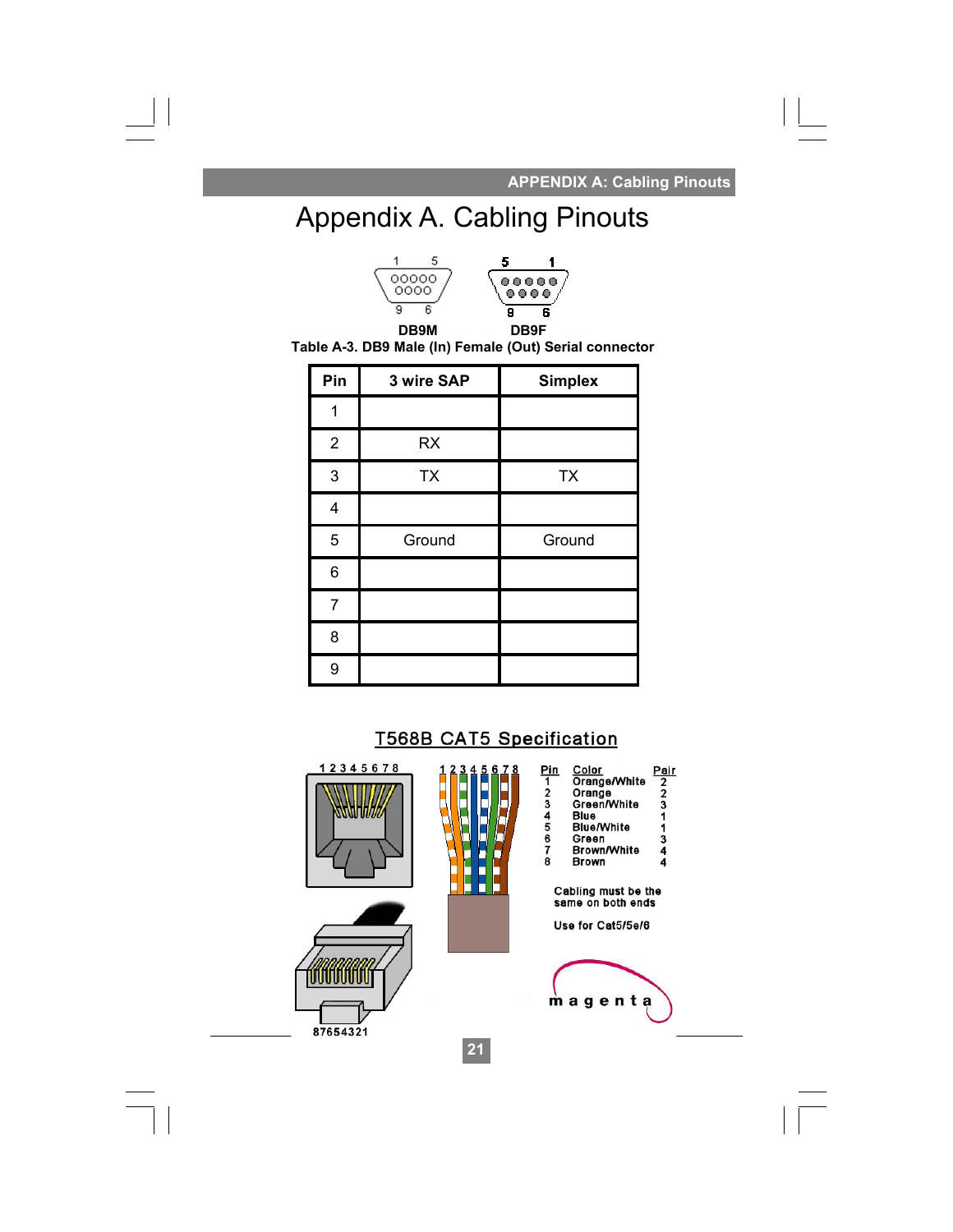# Appendix A. Cabling Pinouts

DB9M DB9F

Table A-3. DB9 Male (In) Female (Out) Serial connector

| Pin | 3 wire SAP | Simplex |
|---|---|---|
| 1 | | |
| 2 | RX | |
| 3 | TX | TX |
| 4 | | |
| 5 | Ground | Ground |
| 6 | | |
| 7 | | |
| 8 | | |
| 9 | | |

## T568B CAT5 Specification

| Pin | Color | Pair |
|---|---|---|
| 1 | Orange/White | 2 |
| 2 | Orange | 2 |
| 3 | Green/White | 3 |
| 4 | Blue | 1 |
| 5 | Blue/White | 1 |
| 6 | Green | 3 |
| 7 | Brown/White | 4 |
| 8 | Brown | 4 |

Cabling must be the same on both ends

Use for Cat5/5e/6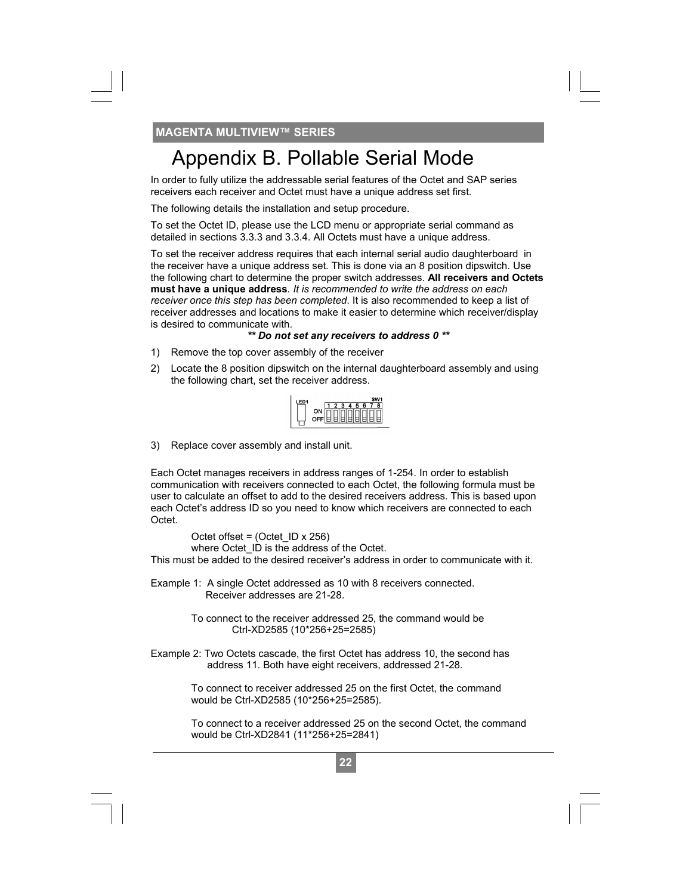# Appendix B. Pollable Serial Mode

In order to fully utilize the addressable serial features of the Octet and SAP series receivers each receiver and Octet must have a unique address set first.

The following details the installation and setup procedure.

To set the Octet ID, please use the LCD menu or appropriate serial command as detailed in sections 3.3.3 and 3.3.4. All Octets must have a unique address.

To set the receiver address requires that each internal serial audio daughterboard in the receiver have a unique address set. This is done via an 8 position dipswitch. Use the following chart to determine the proper switch addresses. **All receivers and Octets must have a unique address**. *It is recommended to write the address on each receiver once this step has been completed*. It is also recommended to keep a list of receiver addresses and locations to make it easier to determine which receiver/display is desired to communicate with.

***\*\* Do not set any receivers to address 0 \*\****

1) Remove the top cover assembly of the receiver
2) Locate the 8 position dipswitch on the internal daughterboard assembly and using the following chart, set the receiver address.

LED1 SW1 ON OFF 1 2 3 4 5 6 7 8

3) Replace cover assembly and install unit.

Each Octet manages receivers in address ranges of 1-254. In order to establish communication with receivers connected to each Octet, the following formula must be user to calculate an offset to add to the desired receivers address. This is based upon each Octet's address ID so you need to know which receivers are connected to each Octet.

Octet offset = (Octet_ID x 256)
where Octet_ID is the address of the Octet.

This must be added to the desired receiver's address in order to communicate with it.

Example 1: A single Octet addressed as 10 with 8 receivers connected. Receiver addresses are 21-28.

To connect to the receiver addressed 25, the command would be
Ctrl-XD2585 (10*256+25=2585)

Example 2: Two Octets cascade, the first Octet has address 10, the second has address 11. Both have eight receivers, addressed 21-28.

To connect to receiver addressed 25 on the first Octet, the command would be Ctrl-XD2585 (10*256+25=2585).

To connect to a receiver addressed 25 on the second Octet, the command would be Ctrl-XD2841 (11*256+25=2841)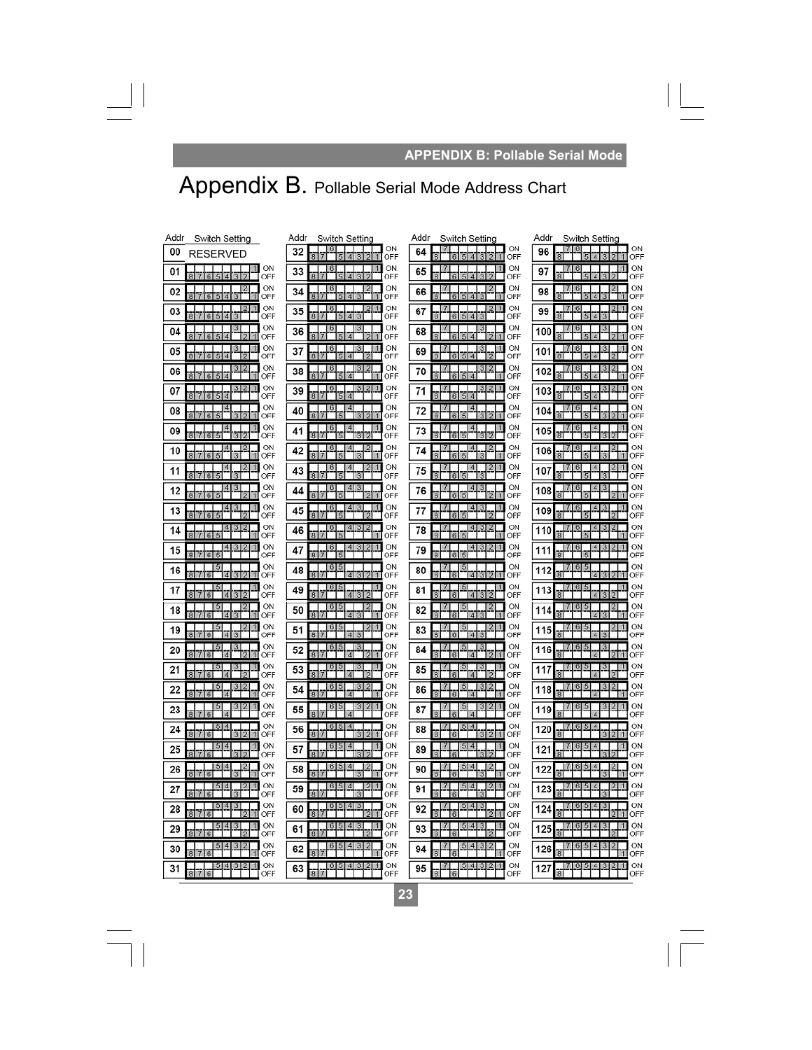# Appendix B. Pollable Serial Mode Address Chart

| Addr | Switch Setting: ON | Switch Setting: OFF |
|---|---|---|
| 00 | RESERVED | |
| 01 | 1 | 8 7 6 5 4 3 2 |
| 02 | 2 | 8 7 6 5 4 3 1 |
| 03 | 2 1 | 8 7 6 5 4 3 |
| 04 | 3 | 8 7 6 5 4 2 1 |
| 05 | 3 1 | 8 7 6 5 4 2 |
| 06 | 3 2 | 8 7 6 5 4 1 |
| 07 | 3 2 1 | 8 7 6 5 4 |
| 08 | 4 | 8 7 6 5 3 2 1 |
| 09 | 4 1 | 8 7 6 5 3 2 |
| 10 | 4 2 | 8 7 6 5 3 1 |
| 11 | 4 2 1 | 8 7 6 5 3 |
| 12 | 4 3 | 8 7 6 5 2 1 |
| 13 | 4 3 1 | 8 7 6 5 2 |
| 14 | 4 3 2 | 8 7 6 5 1 |
| 15 | 4 3 2 1 | 8 7 6 5 |
| 16 | 5 | 8 7 6 4 3 2 1 |
| 17 | 5 1 | 8 7 6 4 3 2 |
| 18 | 5 2 | 8 7 6 4 3 1 |
| 19 | 5 2 1 | 8 7 6 4 3 |
| 20 | 5 3 | 8 7 6 4 2 1 |
| 21 | 5 3 1 | 8 7 6 4 2 |
| 22 | 5 3 2 | 8 7 6 4 1 |
| 23 | 5 3 2 1 | 8 7 6 4 |
| 24 | 5 4 | 8 7 6 3 2 1 |
| 25 | 5 4 1 | 8 7 6 3 2 |
| 26 | 5 4 2 | 8 7 6 3 1 |
| 27 | 5 4 2 1 | 8 7 6 3 |
| 28 | 5 4 3 | 8 7 6 2 1 |
| 29 | 5 4 3 1 | 8 7 6 2 |
| 30 | 5 4 3 2 | 8 7 6 1 |
| 31 | 5 4 3 2 1 | 8 7 6 |
| 32 | 6 | 8 7 5 4 3 2 1 |
| 33 | 6 1 | 8 7 5 4 3 2 |
| 34 | 6 2 | 8 7 5 4 3 1 |
| 35 | 6 2 1 | 8 7 5 4 3 |
| 36 | 6 3 | 8 7 5 4 2 1 |
| 37 | 6 3 1 | 8 7 5 4 2 |
| 38 | 6 3 2 | 8 7 5 4 1 |
| 39 | 6 3 2 1 | 8 7 5 4 |
| 40 | 6 4 | 8 7 5 3 2 1 |
| 41 | 6 4 1 | 8 7 5 3 2 |
| 42 | 6 4 2 | 8 7 5 3 1 |
| 43 | 6 4 2 1 | 8 7 5 3 |
| 44 | 6 4 3 | 8 7 5 2 1 |
| 45 | 6 4 3 1 | 8 7 5 2 |
| 46 | 6 4 3 2 | 8 7 5 1 |
| 47 | 6 4 3 2 1 | 8 7 5 |
| 48 | 6 5 | 8 7 4 3 2 1 |
| 49 | 6 5 1 | 8 7 4 3 2 |
| 50 | 6 5 2 | 8 7 4 3 1 |
| 51 | 6 5 2 1 | 8 7 4 3 |
| 52 | 6 5 3 | 8 7 4 2 1 |
| 53 | 6 5 3 1 | 8 7 4 2 |
| 54 | 6 5 3 2 | 8 7 4 1 |
| 55 | 6 5 3 2 1 | 8 7 4 |
| 56 | 6 5 4 | 8 7 3 2 1 |
| 57 | 6 5 4 1 | 8 7 3 2 |
| 58 | 6 5 4 2 | 8 7 3 1 |
| 59 | 6 5 4 2 1 | 8 7 3 |
| 60 | 6 5 4 3 | 8 7 2 1 |
| 61 | 6 5 4 3 1 | 8 7 2 |
| 62 | 6 5 4 3 2 | 8 7 1 |
| 63 | 6 5 4 3 2 1 | 8 7 |
| 64 | 7 | 8 6 5 4 3 2 1 |
| 65 | 7 1 | 8 6 5 4 3 2 |
| 66 | 7 2 | 8 6 5 4 3 1 |
| 67 | 7 2 1 | 8 6 5 4 3 |
| 68 | 7 3 | 8 6 5 4 2 1 |
| 69 | 7 3 1 | 8 6 5 4 2 |
| 70 | 7 3 2 | 8 6 5 4 1 |
| 71 | 7 3 2 1 | 8 6 5 4 |
| 72 | 7 4 | 8 6 5 3 2 1 |
| 73 | 7 4 1 | 8 6 5 3 2 |
| 74 | 7 4 2 | 8 6 5 3 1 |
| 75 | 7 4 2 1 | 8 6 5 3 |
| 76 | 7 4 3 | 8 6 5 2 1 |
| 77 | 7 4 3 1 | 8 6 5 2 |
| 78 | 7 4 3 2 | 8 6 5 1 |
| 79 | 7 4 3 2 1 | 8 6 5 |
| 80 | 7 5 | 8 6 4 3 2 1 |
| 81 | 7 5 1 | 8 6 4 3 2 |
| 82 | 7 5 2 | 8 6 4 3 1 |
| 83 | 7 5 2 1 | 8 6 4 3 |
| 84 | 7 5 3 | 8 6 4 2 1 |
| 85 | 7 5 3 1 | 8 6 4 2 |
| 86 | 7 5 3 2 | 8 6 4 1 |
| 87 | 7 5 3 2 1 | 8 6 4 |
| 88 | 7 5 4 | 8 6 3 2 1 |
| 89 | 7 5 4 1 | 8 6 3 2 |
| 90 | 7 5 4 2 | 8 6 3 1 |
| 91 | 7 5 4 2 1 | 8 6 3 |
| 92 | 7 5 4 3 | 8 6 2 1 |
| 93 | 7 5 4 3 1 | 8 6 2 |
| 94 | 7 5 4 3 2 | 8 6 1 |
| 95 | 7 5 4 3 2 1 | 8 6 |
| 96 | 7 6 | 8 5 4 3 2 1 |
| 97 | 7 6 1 | 8 5 4 3 2 |
| 98 | 7 6 2 | 8 5 4 3 1 |
| 99 | 7 6 2 1 | 8 5 4 3 |
| 100 | 7 6 3 | 8 5 4 2 1 |
| 101 | 7 6 3 1 | 8 5 4 2 |
| 102 | 7 6 3 2 | 8 5 4 1 |
| 103 | 7 6 3 2 1 | 8 5 4 |
| 104 | 7 6 4 | 8 5 3 2 1 |
| 105 | 7 6 4 1 | 8 5 3 2 |
| 106 | 7 6 4 2 | 8 5 3 1 |
| 107 | 7 6 4 2 1 | 8 5 3 |
| 108 | 7 6 4 3 | 8 5 2 1 |
| 109 | 7 6 4 3 1 | 8 5 2 |
| 110 | 7 6 4 3 2 | 8 5 1 |
| 111 | 7 6 4 3 2 1 | 8 5 |
| 112 | 7 6 5 | 8 4 3 2 1 |
| 113 | 7 6 5 1 | 8 4 3 2 |
| 114 | 7 6 5 2 | 8 4 3 1 |
| 115 | 7 6 5 2 1 | 8 4 3 |
| 116 | 7 6 5 3 | 8 4 2 1 |
| 117 | 7 6 5 3 1 | 8 4 2 |
| 118 | 7 6 5 3 2 | 8 4 1 |
| 119 | 7 6 5 3 2 1 | 8 4 |
| 120 | 7 6 5 4 | 8 3 2 1 |
| 121 | 7 6 5 4 1 | 8 3 2 |
| 122 | 7 6 5 4 2 | 8 3 1 |
| 123 | 7 6 5 4 2 1 | 8 3 |
| 124 | 7 6 5 4 3 | 8 2 1 |
| 125 | 7 6 5 4 3 1 | 8 2 |
| 126 | 7 6 5 4 3 2 | 8 1 |
| 127 | 7 6 5 4 3 2 1 | 8 |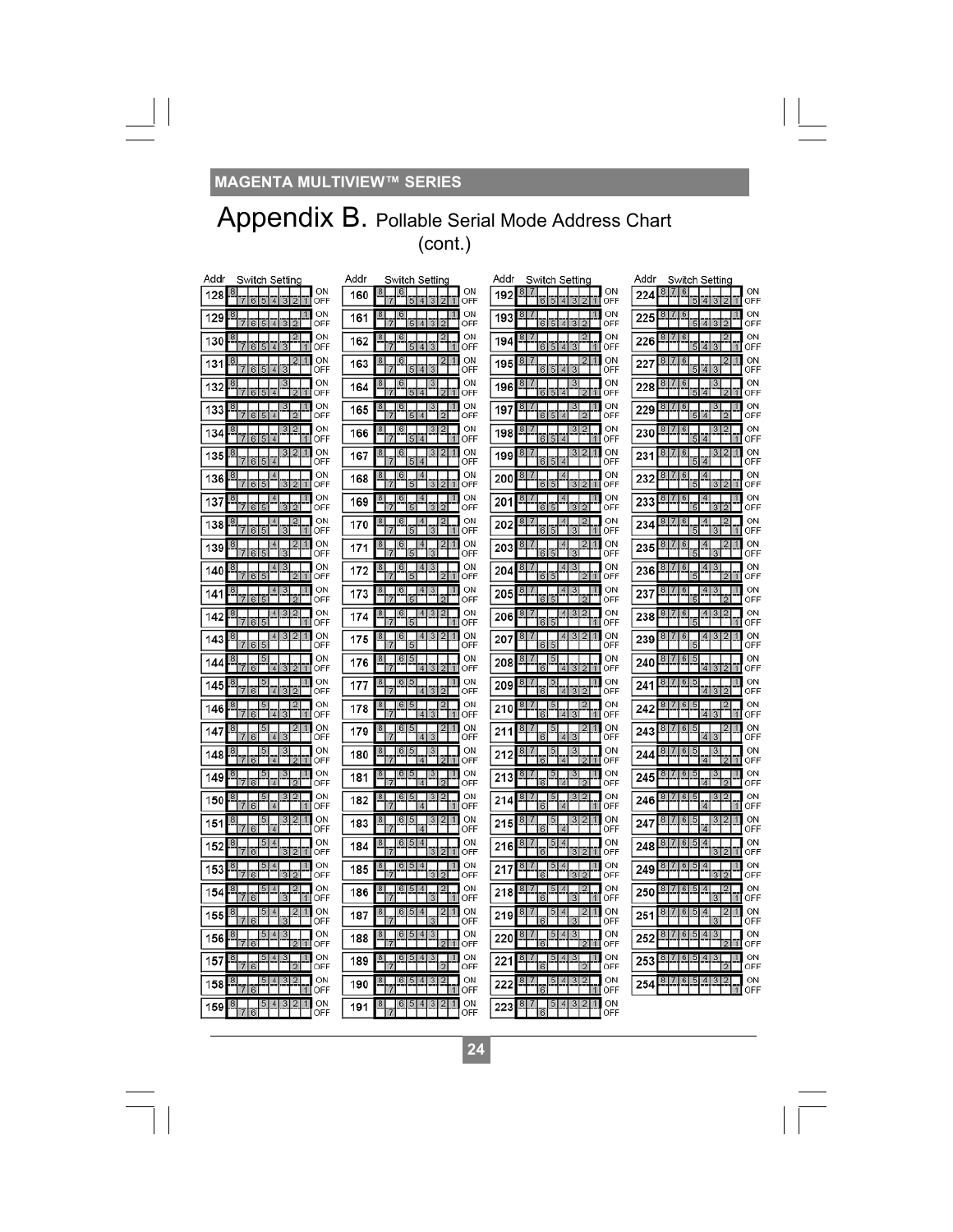# Appendix B. Pollable Serial Mode Address Chart (cont.)

| Addr | 8 | 7 | 6 | 5 | 4 | 3 | 2 | 1 |
|---|---|---|---|---|---|---|---|---|
| 128 | ON | OFF | OFF | OFF | OFF | OFF | OFF | OFF |
| 129 | ON | OFF | OFF | OFF | OFF | OFF | OFF | ON |
| 130 | ON | OFF | OFF | OFF | OFF | OFF | ON | OFF |
| 131 | ON | OFF | OFF | OFF | OFF | OFF | ON | ON |
| 132 | ON | OFF | OFF | OFF | OFF | ON | OFF | OFF |
| 133 | ON | OFF | OFF | OFF | OFF | ON | OFF | ON |
| 134 | ON | OFF | OFF | OFF | OFF | ON | ON | OFF |
| 135 | ON | OFF | OFF | OFF | OFF | ON | ON | ON |
| 136 | ON | OFF | OFF | OFF | ON | OFF | OFF | OFF |
| 137 | ON | OFF | OFF | OFF | ON | OFF | OFF | ON |
| 138 | ON | OFF | OFF | OFF | ON | OFF | ON | OFF |
| 139 | ON | OFF | OFF | OFF | ON | OFF | ON | ON |
| 140 | ON | OFF | OFF | OFF | ON | ON | OFF | OFF |
| 141 | ON | OFF | OFF | OFF | ON | ON | OFF | ON |
| 142 | ON | OFF | OFF | OFF | ON | ON | ON | OFF |
| 143 | ON | OFF | OFF | OFF | ON | ON | ON | ON |
| 144 | ON | OFF | OFF | ON | OFF | OFF | OFF | OFF |
| 145 | ON | OFF | OFF | ON | OFF | OFF | OFF | ON |
| 146 | ON | OFF | OFF | ON | OFF | OFF | ON | OFF |
| 147 | ON | OFF | OFF | ON | OFF | OFF | ON | ON |
| 148 | ON | OFF | OFF | ON | OFF | ON | OFF | OFF |
| 149 | ON | OFF | OFF | ON | OFF | ON | OFF | ON |
| 150 | ON | OFF | OFF | ON | OFF | ON | ON | OFF |
| 151 | ON | OFF | OFF | ON | OFF | ON | ON | ON |
| 152 | ON | OFF | OFF | ON | ON | OFF | OFF | OFF |
| 153 | ON | OFF | OFF | ON | ON | OFF | OFF | ON |
| 154 | ON | OFF | OFF | ON | ON | OFF | ON | OFF |
| 155 | ON | OFF | OFF | ON | ON | OFF | ON | ON |
| 156 | ON | OFF | OFF | ON | ON | ON | OFF | OFF |
| 157 | ON | OFF | OFF | ON | ON | ON | OFF | ON |
| 158 | ON | OFF | OFF | ON | ON | ON | ON | OFF |
| 159 | ON | OFF | OFF | ON | ON | ON | ON | ON |
| 160 | ON | OFF | ON | OFF | OFF | OFF | OFF | OFF |
| 161 | ON | OFF | ON | OFF | OFF | OFF | OFF | ON |
| 162 | ON | OFF | ON | OFF | OFF | OFF | ON | OFF |
| 163 | ON | OFF | ON | OFF | OFF | OFF | ON | ON |
| 164 | ON | OFF | ON | OFF | OFF | ON | OFF | OFF |
| 165 | ON | OFF | ON | OFF | OFF | ON | OFF | ON |
| 166 | ON | OFF | ON | OFF | OFF | ON | ON | OFF |
| 167 | ON | OFF | ON | OFF | OFF | ON | ON | ON |
| 168 | ON | OFF | ON | OFF | ON | OFF | OFF | OFF |
| 169 | ON | OFF | ON | OFF | ON | OFF | OFF | ON |
| 170 | ON | OFF | ON | OFF | ON | OFF | ON | OFF |
| 171 | ON | OFF | ON | OFF | ON | OFF | ON | ON |
| 172 | ON | OFF | ON | OFF | ON | ON | OFF | OFF |
| 173 | ON | OFF | ON | OFF | ON | ON | OFF | ON |
| 174 | ON | OFF | ON | OFF | ON | ON | ON | OFF |
| 175 | ON | OFF | ON | OFF | ON | ON | ON | ON |
| 176 | ON | OFF | ON | ON | OFF | OFF | OFF | OFF |
| 177 | ON | OFF | ON | ON | OFF | OFF | OFF | ON |
| 178 | ON | OFF | ON | ON | OFF | OFF | ON | OFF |
| 179 | ON | OFF | ON | ON | OFF | OFF | ON | ON |
| 180 | ON | OFF | ON | ON | OFF | ON | OFF | OFF |
| 181 | ON | OFF | ON | ON | OFF | ON | OFF | ON |
| 182 | ON | OFF | ON | ON | OFF | ON | ON | OFF |
| 183 | ON | OFF | ON | ON | OFF | ON | ON | ON |
| 184 | ON | OFF | ON | ON | ON | OFF | OFF | OFF |
| 185 | ON | OFF | ON | ON | ON | OFF | OFF | ON |
| 186 | ON | OFF | ON | ON | ON | OFF | ON | OFF |
| 187 | ON | OFF | ON | ON | ON | OFF | ON | ON |
| 188 | ON | OFF | ON | ON | ON | ON | OFF | OFF |
| 189 | ON | OFF | ON | ON | ON | ON | OFF | ON |
| 190 | ON | OFF | ON | ON | ON | ON | ON | OFF |
| 191 | ON | OFF | ON | ON | ON | ON | ON | ON |
| 192 | ON | ON | OFF | OFF | OFF | OFF | OFF | OFF |
| 193 | ON | ON | OFF | OFF | OFF | OFF | OFF | ON |
| 194 | ON | ON | OFF | OFF | OFF | OFF | ON | OFF |
| 195 | ON | ON | OFF | OFF | OFF | OFF | ON | ON |
| 196 | ON | ON | OFF | OFF | OFF | ON | OFF | OFF |
| 197 | ON | ON | OFF | OFF | OFF | ON | OFF | ON |
| 198 | ON | ON | OFF | OFF | OFF | ON | ON | OFF |
| 199 | ON | ON | OFF | OFF | OFF | ON | ON | ON |
| 200 | ON | ON | OFF | OFF | ON | OFF | OFF | OFF |
| 201 | ON | ON | OFF | OFF | ON | OFF | OFF | ON |
| 202 | ON | ON | OFF | OFF | ON | OFF | ON | OFF |
| 203 | ON | ON | OFF | OFF | ON | OFF | ON | ON |
| 204 | ON | ON | OFF | OFF | ON | ON | OFF | OFF |
| 205 | ON | ON | OFF | OFF | ON | ON | OFF | ON |
| 206 | ON | ON | OFF | OFF | ON | ON | ON | OFF |
| 207 | ON | ON | OFF | OFF | ON | ON | ON | ON |
| 208 | ON | ON | OFF | ON | OFF | OFF | OFF | OFF |
| 209 | ON | ON | OFF | ON | OFF | OFF | OFF | ON |
| 210 | ON | ON | OFF | ON | OFF | OFF | ON | OFF |
| 211 | ON | ON | OFF | ON | OFF | OFF | ON | ON |
| 212 | ON | ON | OFF | ON | OFF | ON | OFF | OFF |
| 213 | ON | ON | OFF | ON | OFF | ON | OFF | ON |
| 214 | ON | ON | OFF | ON | OFF | ON | ON | OFF |
| 215 | ON | ON | OFF | ON | OFF | ON | ON | ON |
| 216 | ON | ON | OFF | ON | ON | OFF | OFF | OFF |
| 217 | ON | ON | OFF | ON | ON | OFF | OFF | ON |
| 218 | ON | ON | OFF | ON | ON | OFF | ON | OFF |
| 219 | ON | ON | OFF | ON | ON | OFF | ON | ON |
| 220 | ON | ON | OFF | ON | ON | ON | OFF | OFF |
| 221 | ON | ON | OFF | ON | ON | ON | OFF | ON |
| 222 | ON | ON | OFF | ON | ON | ON | ON | OFF |
| 223 | ON | ON | OFF | ON | ON | ON | ON | ON |
| 224 | ON | ON | ON | OFF | OFF | OFF | OFF | OFF |
| 225 | ON | ON | ON | OFF | OFF | OFF | OFF | ON |
| 226 | ON | ON | ON | OFF | OFF | OFF | ON | OFF |
| 227 | ON | ON | ON | OFF | OFF | OFF | ON | ON |
| 228 | ON | ON | ON | OFF | OFF | ON | OFF | OFF |
| 229 | ON | ON | ON | OFF | OFF | ON | OFF | ON |
| 230 | ON | ON | ON | OFF | OFF | ON | ON | OFF |
| 231 | ON | ON | ON | OFF | OFF | ON | ON | ON |
| 232 | ON | ON | ON | OFF | ON | OFF | OFF | OFF |
| 233 | ON | ON | ON | OFF | ON | OFF | OFF | ON |
| 234 | ON | ON | ON | OFF | ON | OFF | ON | OFF |
| 235 | ON | ON | ON | OFF | ON | OFF | ON | ON |
| 236 | ON | ON | ON | OFF | ON | ON | OFF | OFF |
| 237 | ON | ON | ON | OFF | ON | ON | OFF | ON |
| 238 | ON | ON | ON | OFF | ON | ON | ON | OFF |
| 239 | ON | ON | ON | OFF | ON | ON | ON | ON |
| 240 | ON | ON | ON | ON | OFF | OFF | OFF | OFF |
| 241 | ON | ON | ON | ON | OFF | OFF | OFF | ON |
| 242 | ON | ON | ON | ON | OFF | OFF | ON | OFF |
| 243 | ON | ON | ON | ON | OFF | OFF | ON | ON |
| 244 | ON | ON | ON | ON | OFF | ON | OFF | OFF |
| 245 | ON | ON | ON | ON | OFF | ON | OFF | ON |
| 246 | ON | ON | ON | ON | OFF | ON | ON | OFF |
| 247 | ON | ON | ON | ON | OFF | ON | ON | ON |
| 248 | ON | ON | ON | ON | ON | OFF | OFF | OFF |
| 249 | ON | ON | ON | ON | ON | OFF | OFF | ON |
| 250 | ON | ON | ON | ON | ON | OFF | ON | OFF |
| 251 | ON | ON | ON | ON | ON | OFF | ON | ON |
| 252 | ON | ON | ON | ON | ON | ON | OFF | OFF |
| 253 | ON | ON | ON | ON | ON | ON | OFF | ON |
| 254 | ON | ON | ON | ON | ON | ON | ON | OFF |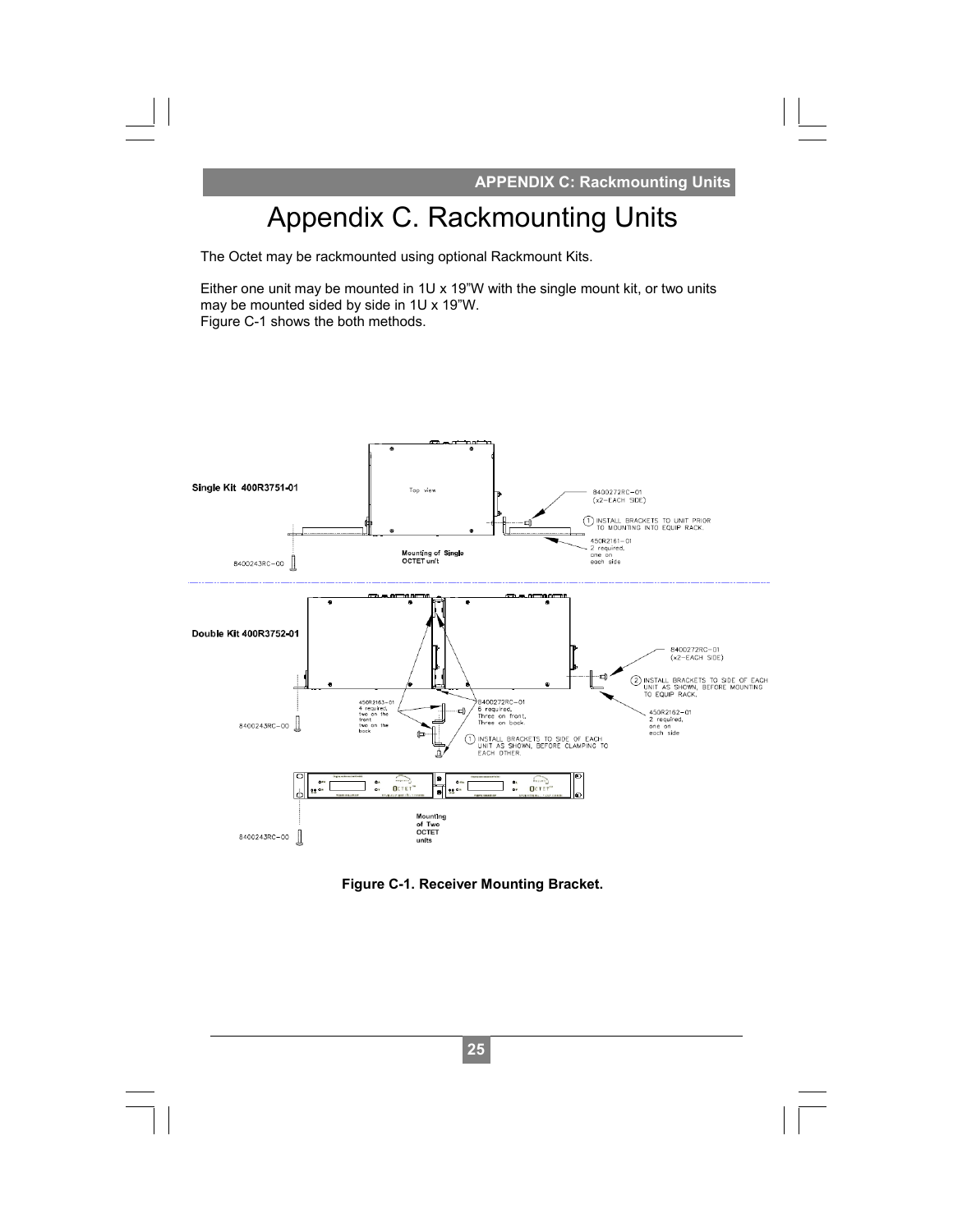# Appendix C. Rackmounting Units

The Octet may be rackmounted using optional Rackmount Kits.

Either one unit may be mounted in 1U x 19"W with the single mount kit, or two units may be mounted sided by side in 1U x 19"W.
Figure C-1 shows the both methods.

Single Kit 400R3751-01

Top view

8400272RC-01 (x2-EACH SIDE)

① INSTALL BRACKETS TO UNIT PRIOR TO MOUNTING INTO EQUIP RACK.

450R2161-01 2 required, one on each side

Mounting of Single OCTET unit

8400243RC-00

Double Kit 400R3752-01

8400272RC-01 (x2-EACH SIDE)

② INSTALL BRACKETS TO SIDE OF EACH UNIT AS SHOWN, BEFORE MOUNTING TO EQUIP RACK.

450R2163-01 4 required, two on the front two on the back

8400272RC-01 6 required, Three on front, Three on back.

450R2162-01 2 required, one on each side

8400243RC-00

① INSTALL BRACKETS TO SIDE OF EACH UNIT AS SHOWN, BEFORE CLAMPING TO EACH OTHER.

Mounting of Two OCTET units

8400243RC-00

**Figure C-1. Receiver Mounting Bracket.**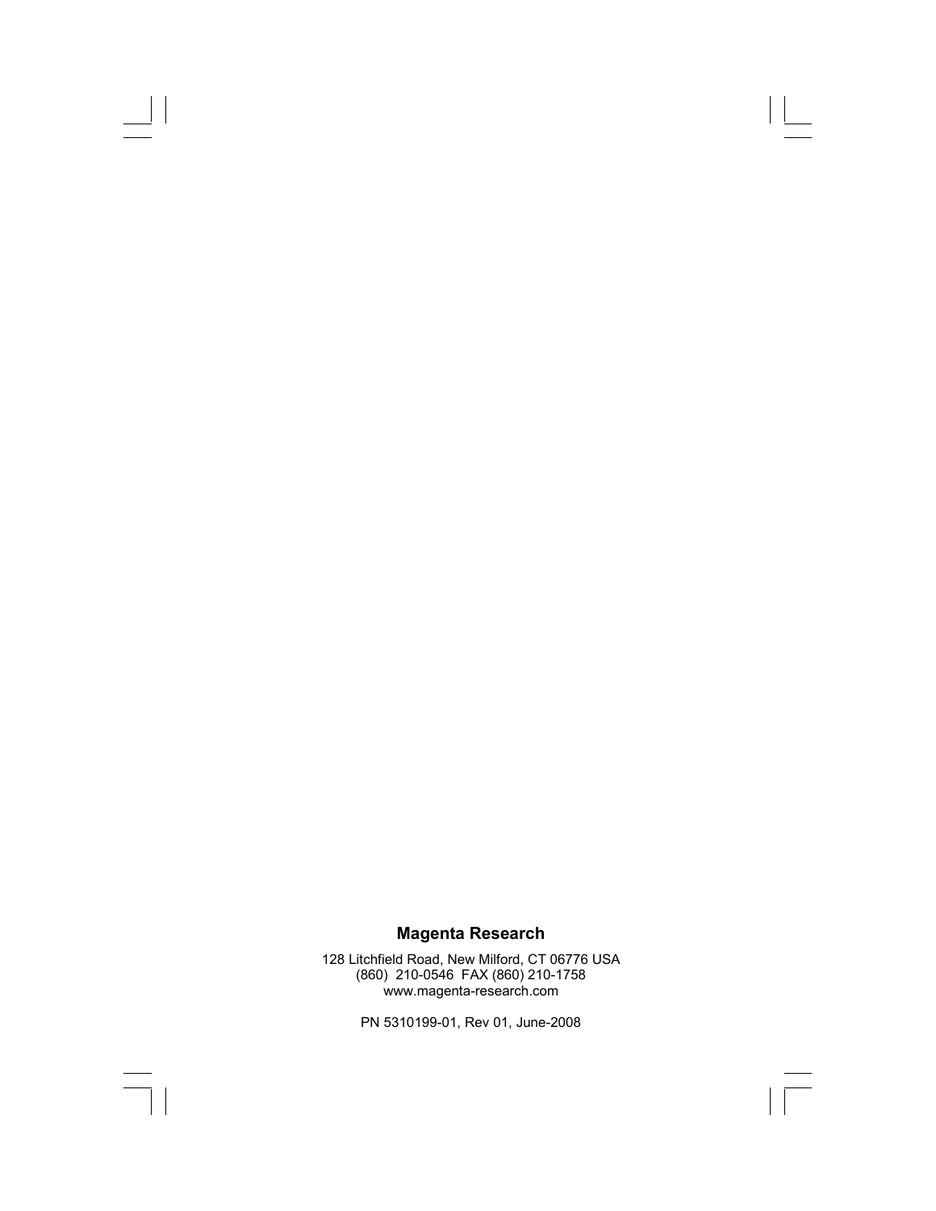**Magenta Research**

128 Litchfield Road, New Milford, CT 06776 USA
(860) 210-0546 FAX (860) 210-1758
www.magenta-research.com

PN 5310199-01, Rev 01, June-2008